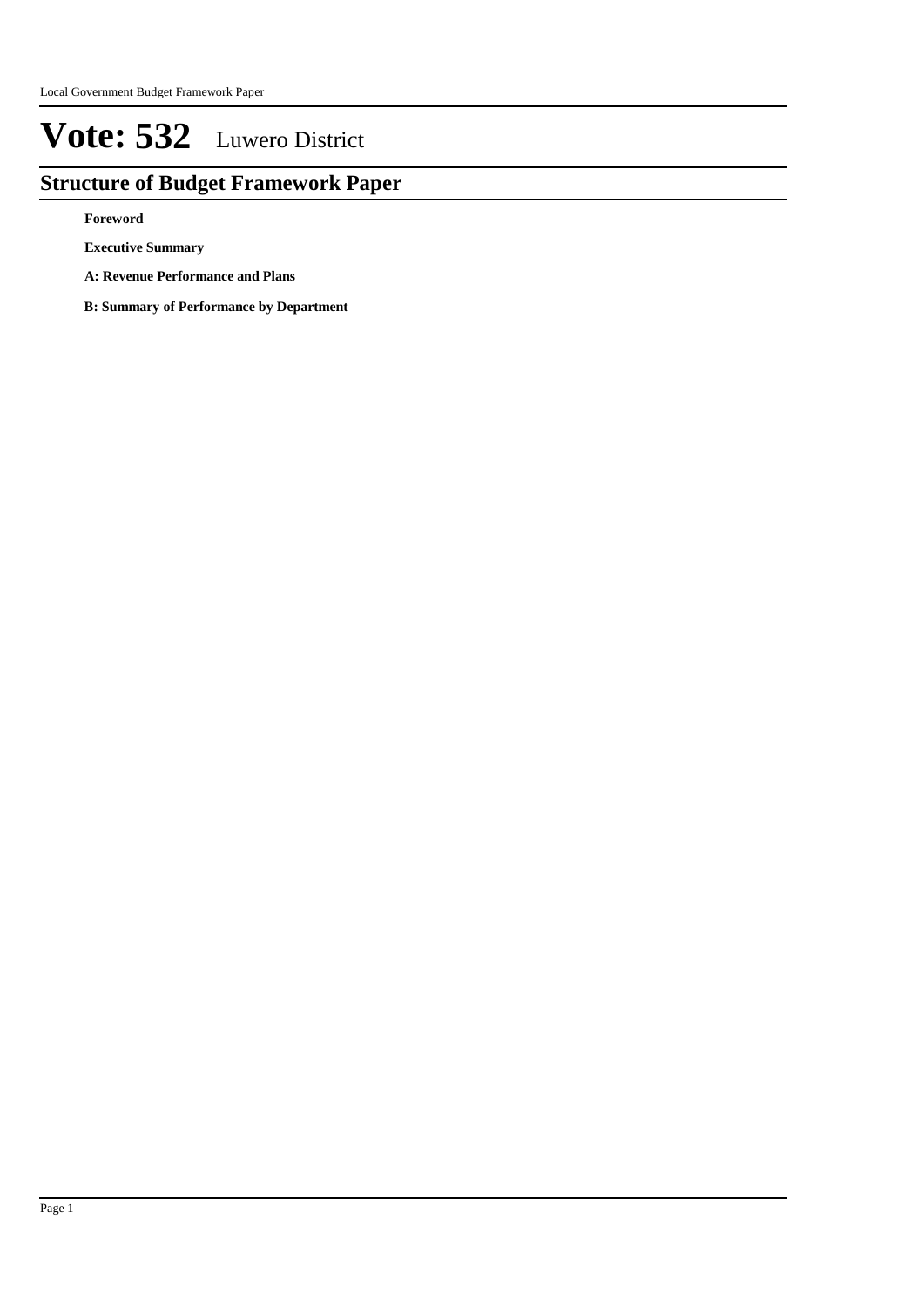# Vote: 532 Luwero District

## Structure of Budget Framework Paper

**Foreword**

**Executive Summary**

**A: Revenue Performance and Plans**

**B: Summary of Performance by Department**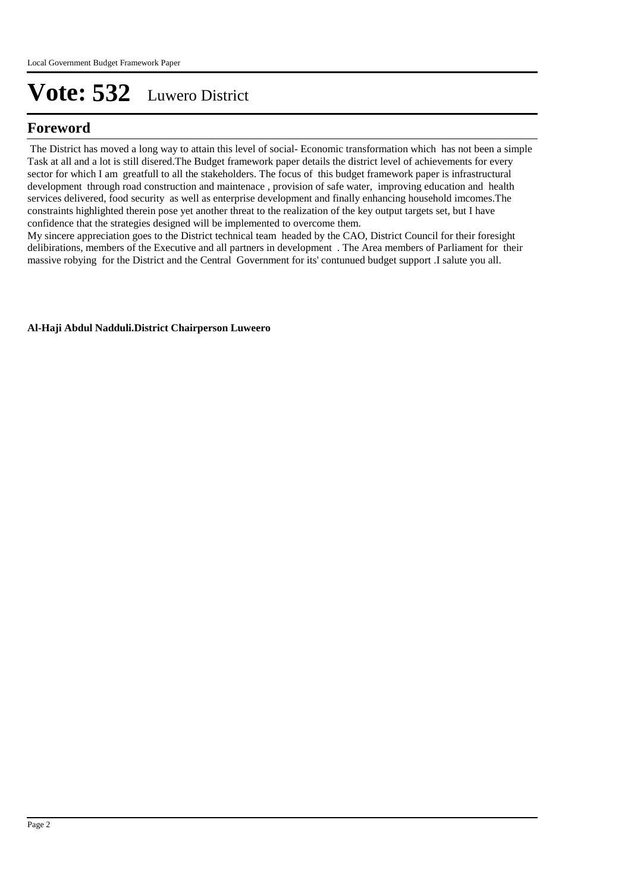# Vote: 532 Luwero District

## Foreword

The District has moved a long way to attain this level of social- Economic transformation which has not been a simple Task at all and a lot is still disered.The Budget framework paper details the district level of achievements for every sector for which I am greatfull to all the stakeholders. The focus of this budget framework paper is infrastructural development through road construction and maintenace , provision of safe water, improving education and health services delivered, food security as well as enterprise development and finally enhancing household imcomes.The constraints highlighted therein pose yet another threat to the realization of the key output targets set, but I have confidence that the strategies designed will be implemented to overcome them.

My sincere appreciation goes to the District technical team headed by the CAO, District Council for their foresight delibirations, members of the Executive and all partners in development . The Area members of Parliament for their massive robying for the District and the Central Government for its' contunued budget support .I salute you all.

**Al-Haji Abdul Nadduli.District Chairperson Luweero**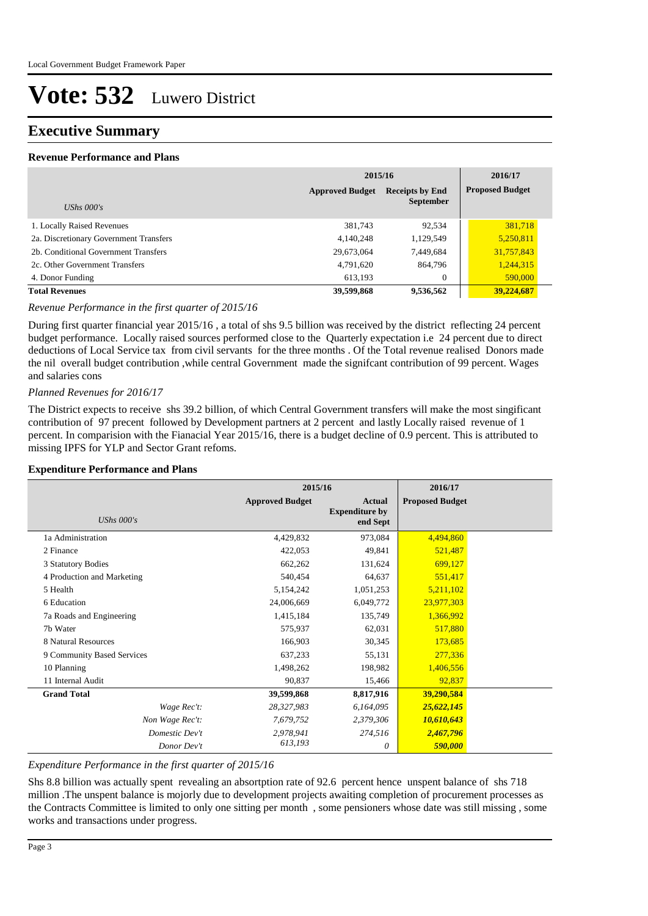# Vote: 532 Luwero District

## Executive Summary

### Revenue Performance and Plans

| UShs 000's | 2015/16 | | 2016/17 |
|---|---|---|---|
| | Approved Budget | Receipts by End September | Proposed Budget |
| 1. Locally Raised Revenues | 381,743 | 92,534 | 381,718 |
| 2a. Discretionary Government Transfers | 4,140,248 | 1,129,549 | 5,250,811 |
| 2b. Conditional Government Transfers | 29,673,064 | 7,449,684 | 31,757,843 |
| 2c. Other Government Transfers | 4,791,620 | 864,796 | 1,244,315 |
| 4. Donor Funding | 613,193 | 0 | 590,000 |
| **Total Revenues** | **39,599,868** | **9,536,562** | **39,224,687** |

*Revenue Performance in the first quarter of 2015/16*

During first quarter financial year 2015/16 , a total of shs 9.5 billion was received by the district reflecting 24 percent budget performance. Locally raised sources performed close to the Quarterly expectation i.e 24 percent due to direct deductions of Local Service tax from civil servants for the three months . Of the Total revenue realised Donors made the nil overall budget contribution ,while central Government made the signifcant contribution of 99 percent. Wages and salaries cons

*Planned Revenues for 2016/17*

The District expects to receive shs 39.2 billion, of which Central Government transfers will make the most singificant contribution of 97 precent followed by Development partners at 2 percent and lastly Locally raised revenue of 1 percent. In comparision with the Fianacial Year 2015/16, there is a budget decline of 0.9 percent. This is attributed to missing IPFS for YLP and Sector Grant refoms.

### Expenditure Performance and Plans

| UShs 000's | 2015/16 | | 2016/17 |
|---|---|---|---|
| | Approved Budget | Actual Expenditure by end Sept | Proposed Budget |
| 1a Administration | 4,429,832 | 973,084 | 4,494,860 |
| 2 Finance | 422,053 | 49,841 | 521,487 |
| 3 Statutory Bodies | 662,262 | 131,624 | 699,127 |
| 4 Production and Marketing | 540,454 | 64,637 | 551,417 |
| 5 Health | 5,154,242 | 1,051,253 | 5,211,102 |
| 6 Education | 24,006,669 | 6,049,772 | 23,977,303 |
| 7a Roads and Engineering | 1,415,184 | 135,749 | 1,366,992 |
| 7b Water | 575,937 | 62,031 | 517,880 |
| 8 Natural Resources | 166,903 | 30,345 | 173,685 |
| 9 Community Based Services | 637,233 | 55,131 | 277,336 |
| 10 Planning | 1,498,262 | 198,982 | 1,406,556 |
| 11 Internal Audit | 90,837 | 15,466 | 92,837 |
| **Grand Total** | **39,599,868** | **8,817,916** | **39,290,584** |
| *Wage Rec't:* | *28,327,983* | *6,164,095* | ***25,622,145*** |
| *Non Wage Rec't:* | *7,679,752* | *2,379,306* | ***10,610,643*** |
| *Domestic Dev't* | *2,978,941* | *274,516* | ***2,467,796*** |
| *Donor Dev't* | *613,193* | *0* | ***590,000*** |

*Expenditure Performance in the first quarter of 2015/16*

Shs 8.8 billion was actually spent revealing an absortption rate of 92.6 percent hence unspent balance of shs 718 million .The unspent balance is mojorly due to development projects awaiting completion of procurement processes as the Contracts Committee is limited to only one sitting per month , some pensioners whose date was still missing , some works and transactions under progress.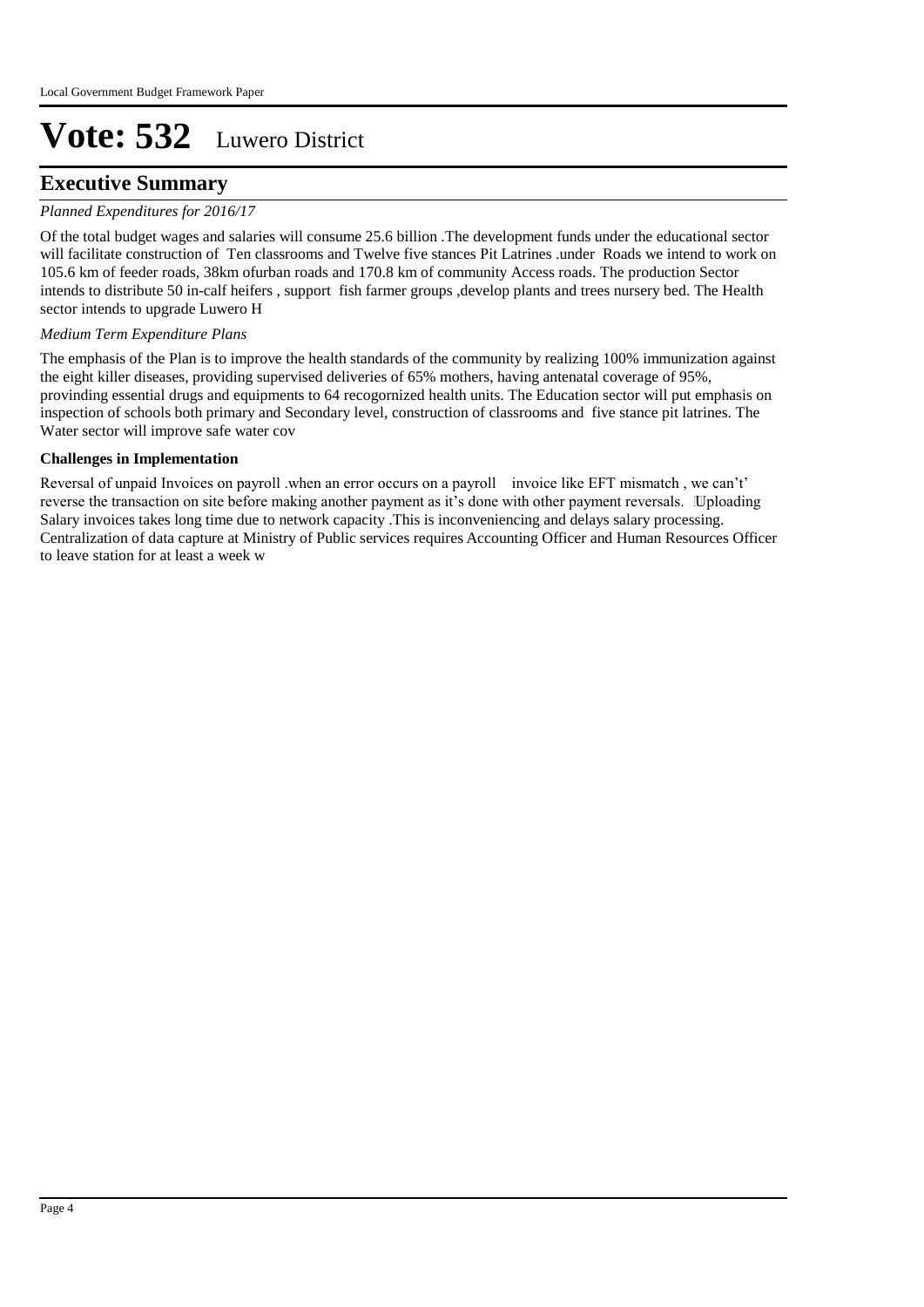# Vote: 532 Luwero District

## Executive Summary

*Planned Expenditures for 2016/17*

Of the total budget wages and salaries will consume 25.6 billion .The development funds under the educational sector will facilitate construction of Ten classrooms and Twelve five stances Pit Latrines .under Roads we intend to work on 105.6 km of feeder roads, 38km ofurban roads and 170.8 km of community Access roads. The production Sector intends to distribute 50 in-calf heifers , support fish farmer groups ,develop plants and trees nursery bed. The Health sector intends to upgrade Luwero H

*Medium Term Expenditure Plans*

The emphasis of the Plan is to improve the health standards of the community by realizing 100% immunization against the eight killer diseases, providing supervised deliveries of 65% mothers, having antenatal coverage of 95%, provinding essential drugs and equipments to 64 recogornized health units. The Education sector will put emphasis on inspection of schools both primary and Secondary level, construction of classrooms and five stance pit latrines. The Water sector will improve safe water cov

**Challenges in Implementation**

Reversal of unpaid Invoices on payroll .when an error occurs on a payroll invoice like EFT mismatch , we can't' reverse the transaction on site before making another payment as it's done with other payment reversals. Uploading Salary invoices takes long time due to network capacity .This is inconveniencing and delays salary processing. Centralization of data capture at Ministry of Public services requires Accounting Officer and Human Resources Officer to leave station for at least a week w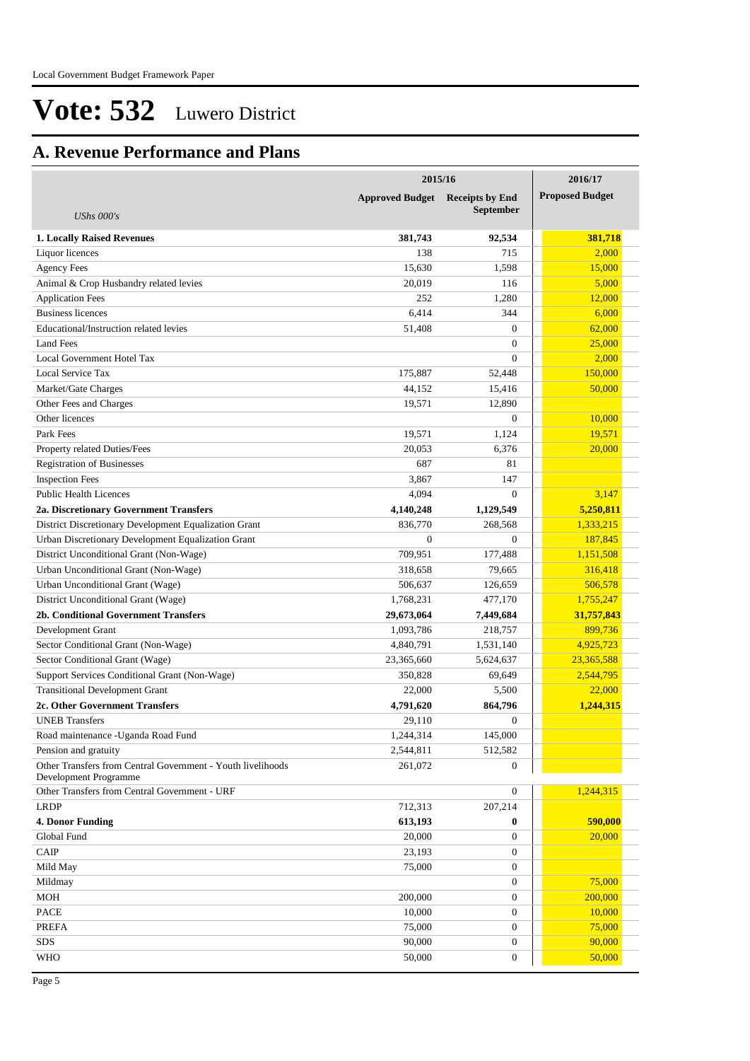# Vote: 532 Luwero District

## A. Revenue Performance and Plans

| UShs 000's | 2015/16 Approved Budget | 2015/16 Receipts by End September | 2016/17 Proposed Budget |
|---|---|---|---|
| **1. Locally Raised Revenues** | **381,743** | **92,534** | **381,718** |
| Liquor licences | 138 | 715 | 2,000 |
| Agency Fees | 15,630 | 1,598 | 15,000 |
| Animal & Crop Husbandry related levies | 20,019 | 116 | 5,000 |
| Application Fees | 252 | 1,280 | 12,000 |
| Business licences | 6,414 | 344 | 6,000 |
| Educational/Instruction related levies | 51,408 | 0 | 62,000 |
| Land Fees | | 0 | 25,000 |
| Local Government Hotel Tax | | 0 | 2,000 |
| Local Service Tax | 175,887 | 52,448 | 150,000 |
| Market/Gate Charges | 44,152 | 15,416 | 50,000 |
| Other Fees and Charges | 19,571 | 12,890 | |
| Other licences | | 0 | 10,000 |
| Park Fees | 19,571 | 1,124 | 19,571 |
| Property related Duties/Fees | 20,053 | 6,376 | 20,000 |
| Registration of Businesses | 687 | 81 | |
| Inspection Fees | 3,867 | 147 | |
| Public Health Licences | 4,094 | 0 | 3,147 |
| **2a. Discretionary Government Transfers** | **4,140,248** | **1,129,549** | **5,250,811** |
| District Discretionary Development Equalization Grant | 836,770 | 268,568 | 1,333,215 |
| Urban Discretionary Development Equalization Grant | 0 | 0 | 187,845 |
| District Unconditional Grant (Non-Wage) | 709,951 | 177,488 | 1,151,508 |
| Urban Unconditional Grant (Non-Wage) | 318,658 | 79,665 | 316,418 |
| Urban Unconditional Grant (Wage) | 506,637 | 126,659 | 506,578 |
| District Unconditional Grant (Wage) | 1,768,231 | 477,170 | 1,755,247 |
| **2b. Conditional Government Transfers** | **29,673,064** | **7,449,684** | **31,757,843** |
| Development Grant | 1,093,786 | 218,757 | 899,736 |
| Sector Conditional Grant (Non-Wage) | 4,840,791 | 1,531,140 | 4,925,723 |
| Sector Conditional Grant (Wage) | 23,365,660 | 5,624,637 | 23,365,588 |
| Support Services Conditional Grant (Non-Wage) | 350,828 | 69,649 | 2,544,795 |
| Transitional Development Grant | 22,000 | 5,500 | 22,000 |
| **2c. Other Government Transfers** | **4,791,620** | **864,796** | **1,244,315** |
| UNEB Transfers | 29,110 | 0 | |
| Road maintenance -Uganda Road Fund | 1,244,314 | 145,000 | |
| Pension and gratuity | 2,544,811 | 512,582 | |
| Other Transfers from Central Government - Youth livelihoods Development Programme | 261,072 | 0 | |
| Other Transfers from Central Government - URF | | 0 | 1,244,315 |
| LRDP | 712,313 | 207,214 | |
| **4. Donor Funding** | **613,193** | **0** | **590,000** |
| Global Fund | 20,000 | 0 | 20,000 |
| CAIP | 23,193 | 0 | |
| Mild May | 75,000 | 0 | |
| Mildmay | | 0 | 75,000 |
| MOH | 200,000 | 0 | 200,000 |
| PACE | 10,000 | 0 | 10,000 |
| PREFA | 75,000 | 0 | 75,000 |
| SDS | 90,000 | 0 | 90,000 |
| WHO | 50,000 | 0 | 50,000 |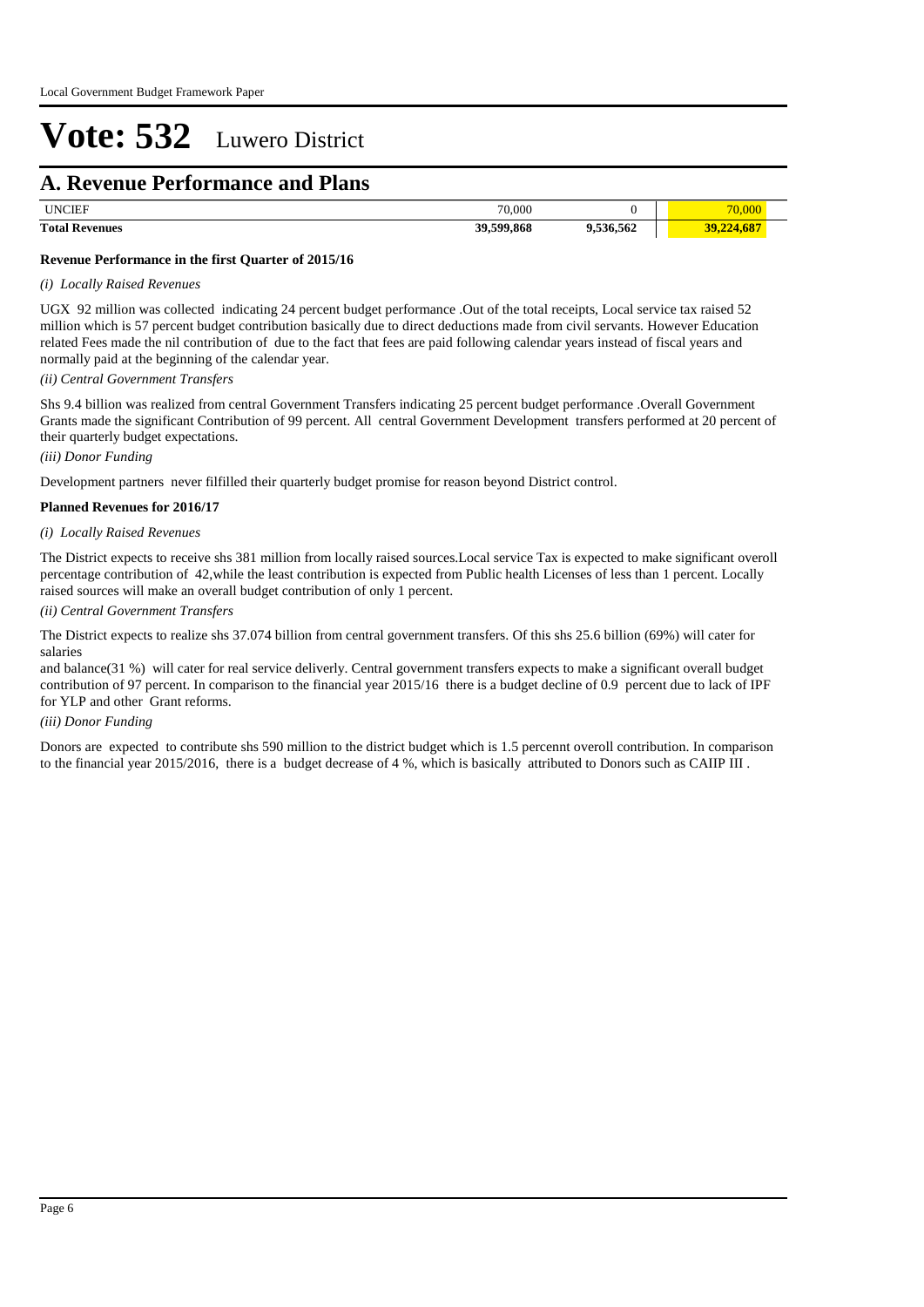# Vote: 532 Luwero District

## A. Revenue Performance and Plans

| | | | |
|---|---|---|---|
| UNCIEF | 70,000 | 0 | 70,000 |
| **Total Revenues** | **39,599,868** | **9,536,562** | **39,224,687** |

**Revenue Performance in the first Quarter of 2015/16**

*(i) Locally Raised Revenues*

UGX 92 million was collected indicating 24 percent budget performance .Out of the total receipts, Local service tax raised 52 million which is 57 percent budget contribution basically due to direct deductions made from civil servants. However Education related Fees made the nil contribution of due to the fact that fees are paid following calendar years instead of fiscal years and normally paid at the beginning of the calendar year.

*(ii) Central Government Transfers*

Shs 9.4 billion was realized from central Government Transfers indicating 25 percent budget performance .Overall Government Grants made the significant Contribution of 99 percent. All central Government Development transfers performed at 20 percent of their quarterly budget expectations.

*(iii) Donor Funding*

Development partners never filfilled their quarterly budget promise for reason beyond District control.

**Planned Revenues for 2016/17**

*(i) Locally Raised Revenues*

The District expects to receive shs 381 million from locally raised sources.Local service Tax is expected to make significant overoll percentage contribution of 42,while the least contribution is expected from Public health Licenses of less than 1 percent. Locally raised sources will make an overall budget contribution of only 1 percent.

*(ii) Central Government Transfers*

The District expects to realize shs 37.074 billion from central government transfers. Of this shs 25.6 billion (69%) will cater for salaries
and balance(31 %) will cater for real service deliverly. Central government transfers expects to make a significant overall budget contribution of 97 percent. In comparison to the financial year 2015/16 there is a budget decline of 0.9 percent due to lack of IPF for YLP and other Grant reforms.

*(iii) Donor Funding*

Donors are expected to contribute shs 590 million to the district budget which is 1.5 percennt overoll contribution. In comparison to the financial year 2015/2016, there is a budget decrease of 4 %, which is basically attributed to Donors such as CAIIP III .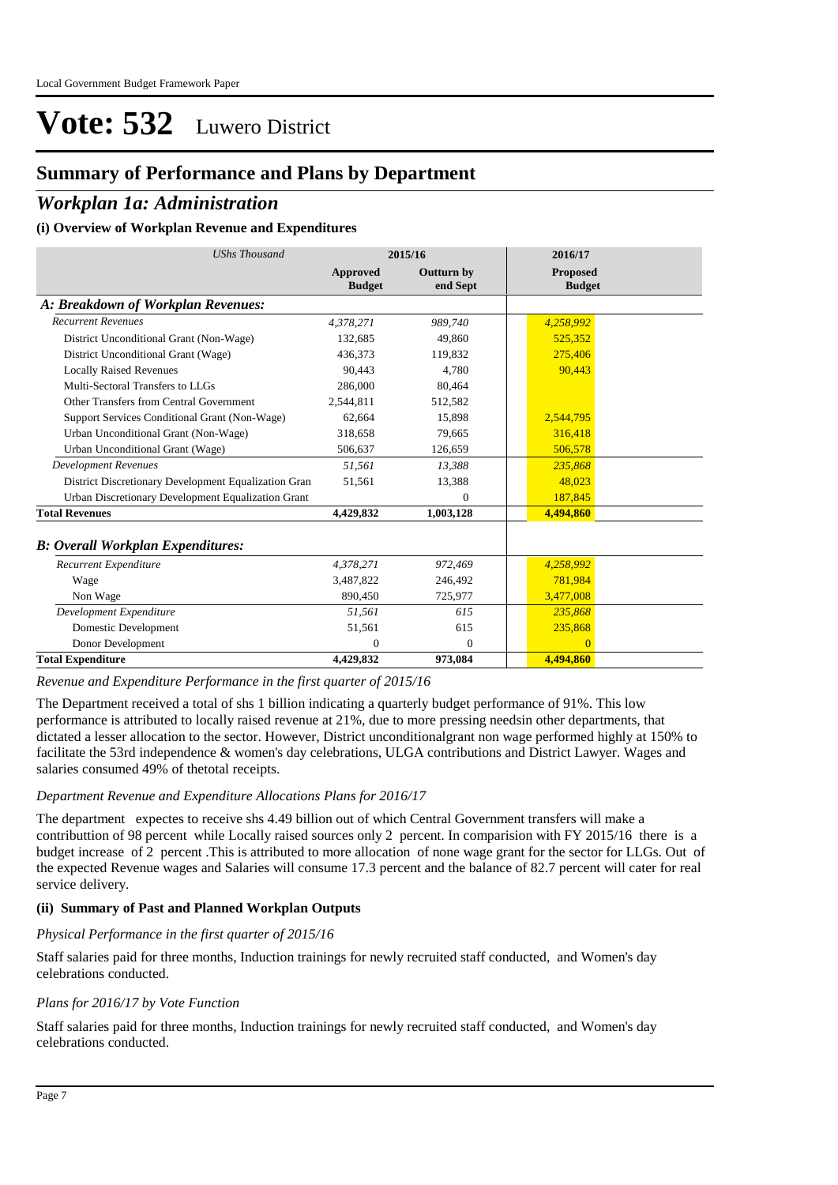# Vote: 532 Luwero District

## Summary of Performance and Plans by Department

## *Workplan 1a: Administration*

### (i) Overview of Workplan Revenue and Expenditures

| *UShs Thousand* | 2015/16 | | 2016/17 |
|---|---|---|---|
| | **Approved Budget** | **Outturn by end Sept** | **Proposed Budget** |
| ***A: Breakdown of Workplan Revenues:*** | | | |
| *Recurrent Revenues* | *4,378,271* | *989,740* | *4,258,992* |
| District Unconditional Grant (Non-Wage) | 132,685 | 49,860 | 525,352 |
| District Unconditional Grant (Wage) | 436,373 | 119,832 | 275,406 |
| Locally Raised Revenues | 90,443 | 4,780 | 90,443 |
| Multi-Sectoral Transfers to LLGs | 286,000 | 80,464 | |
| Other Transfers from Central Government | 2,544,811 | 512,582 | |
| Support Services Conditional Grant (Non-Wage) | 62,664 | 15,898 | 2,544,795 |
| Urban Unconditional Grant (Non-Wage) | 318,658 | 79,665 | 316,418 |
| Urban Unconditional Grant (Wage) | 506,637 | 126,659 | 506,578 |
| *Development Revenues* | *51,561* | *13,388* | *235,868* |
| District Discretionary Development Equalization Gran | 51,561 | 13,388 | 48,023 |
| Urban Discretionary Development Equalization Grant | | 0 | 187,845 |
| **Total Revenues** | **4,429,832** | **1,003,128** | **4,494,860** |
| ***B: Overall Workplan Expenditures:*** | | | |
| *Recurrent Expenditure* | *4,378,271* | *972,469* | *4,258,992* |
| Wage | 3,487,822 | 246,492 | 781,984 |
| Non Wage | 890,450 | 725,977 | 3,477,008 |
| *Development Expenditure* | *51,561* | *615* | *235,868* |
| Domestic Development | 51,561 | 615 | 235,868 |
| Donor Development | 0 | 0 | 0 |
| **Total Expenditure** | **4,429,832** | **973,084** | **4,494,860** |

*Revenue and Expenditure Performance in the first quarter of 2015/16*

The Department received a total of shs 1 billion indicating a quarterly budget performance of 91%. This low performance is attributed to locally raised revenue at 21%, due to more pressing needsin other departments, that dictated a lesser allocation to the sector. However, District unconditionalgrant non wage performed highly at 150% to facilitate the 53rd independence & women's day celebrations, ULGA contributions and District Lawyer. Wages and salaries consumed 49% of thetotal receipts.

*Department Revenue and Expenditure Allocations Plans for 2016/17*

The department expectes to receive shs 4.49 billion out of which Central Government transfers will make a contributtion of 98 percent while Locally raised sources only 2 percent. In comparision with FY 2015/16 there is a budget increase of 2 percent .This is attributed to more allocation of none wage grant for the sector for LLGs. Out of the expected Revenue wages and Salaries will consume 17.3 percent and the balance of 82.7 percent will cater for real service delivery.

### (ii) Summary of Past and Planned Workplan Outputs

*Physical Performance in the first quarter of 2015/16*

Staff salaries paid for three months, Induction trainings for newly recruited staff conducted, and Women's day celebrations conducted.

*Plans for 2016/17 by Vote Function*

Staff salaries paid for three months, Induction trainings for newly recruited staff conducted, and Women's day celebrations conducted.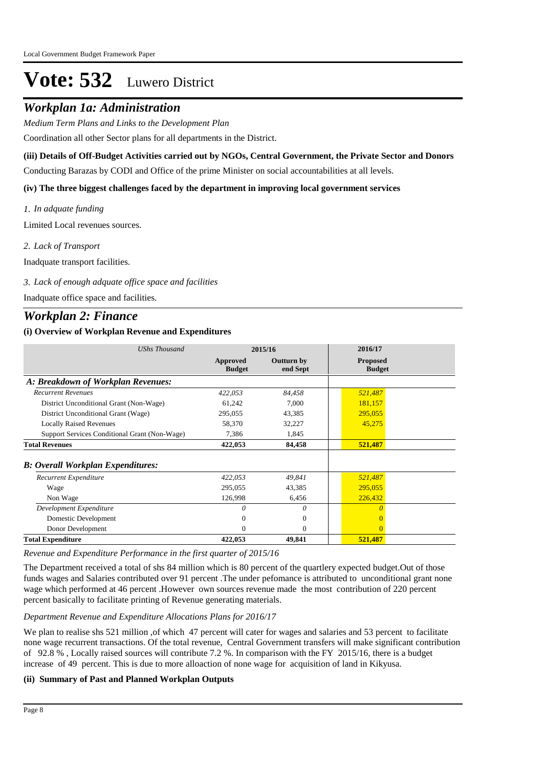# Vote: 532 Luwero District

## *Workplan 1a: Administration*

*Medium Term Plans and Links to the Development Plan*

Coordination all other Sector plans for all departments in the District.

**(iii) Details of Off-Budget Activities carried out by NGOs, Central Government, the Private Sector and Donors**

Conducting Barazas by CODI and Office of the prime Minister on social accountabilities at all levels.

**(iv) The three biggest challenges faced by the department in improving local government services**

*1. In adquate funding*

Limited Local revenues sources.

*2. Lack of Transport*

Inadquate transport facilities.

*3. Lack of enough adquate office space and facilities*

Inadquate office space and facilities.

## *Workplan 2: Finance*

**(i) Overview of Workplan Revenue and Expenditures**

| *UShs Thousand* | 2015/16 | | 2016/17 |
|---|---|---|---|
| | **Approved Budget** | **Outturn by end Sept** | **Proposed Budget** |
| ***A: Breakdown of Workplan Revenues:*** | | | |
| *Recurrent Revenues* | *422,053* | *84,458* | *521,487* |
| District Unconditional Grant (Non-Wage) | 61,242 | 7,000 | 181,157 |
| District Unconditional Grant (Wage) | 295,055 | 43,385 | 295,055 |
| Locally Raised Revenues | 58,370 | 32,227 | 45,275 |
| Support Services Conditional Grant (Non-Wage) | 7,386 | 1,845 | |
| **Total Revenues** | **422,053** | **84,458** | **521,487** |
| ***B: Overall Workplan Expenditures:*** | | | |
| *Recurrent Expenditure* | *422,053* | *49,841* | *521,487* |
| Wage | 295,055 | 43,385 | 295,055 |
| Non Wage | 126,998 | 6,456 | 226,432 |
| *Development Expenditure* | *0* | *0* | *0* |
| Domestic Development | 0 | 0 | 0 |
| Donor Development | 0 | 0 | 0 |
| **Total Expenditure** | **422,053** | **49,841** | **521,487** |

*Revenue and Expenditure Performance in the first quarter of 2015/16*

The Department received a total of shs 84 million which is 80 percent of the quartlery expected budget.Out of those funds wages and Salaries contributed over 91 percent .The under pefomance is attributed to unconditional grant none wage which performed at 46 percent .However own sources revenue made the most contribution of 220 percent percent basically to facilitate printing of Revenue generating materials.

*Department Revenue and Expenditure Allocations Plans for 2016/17*

We plan to realise shs 521 million ,of which 47 percent will cater for wages and salaries and 53 percent to facilitate none wage recurrent transactions. Of the total revenue, Central Government transfers will make significant contribution of 92.8 % , Locally raised sources will contribute 7.2 %. In comparison with the FY 2015/16, there is a budget increase of 49 percent. This is due to more alloaction of none wage for acquisition of land in Kikyusa.

**(ii) Summary of Past and Planned Workplan Outputs**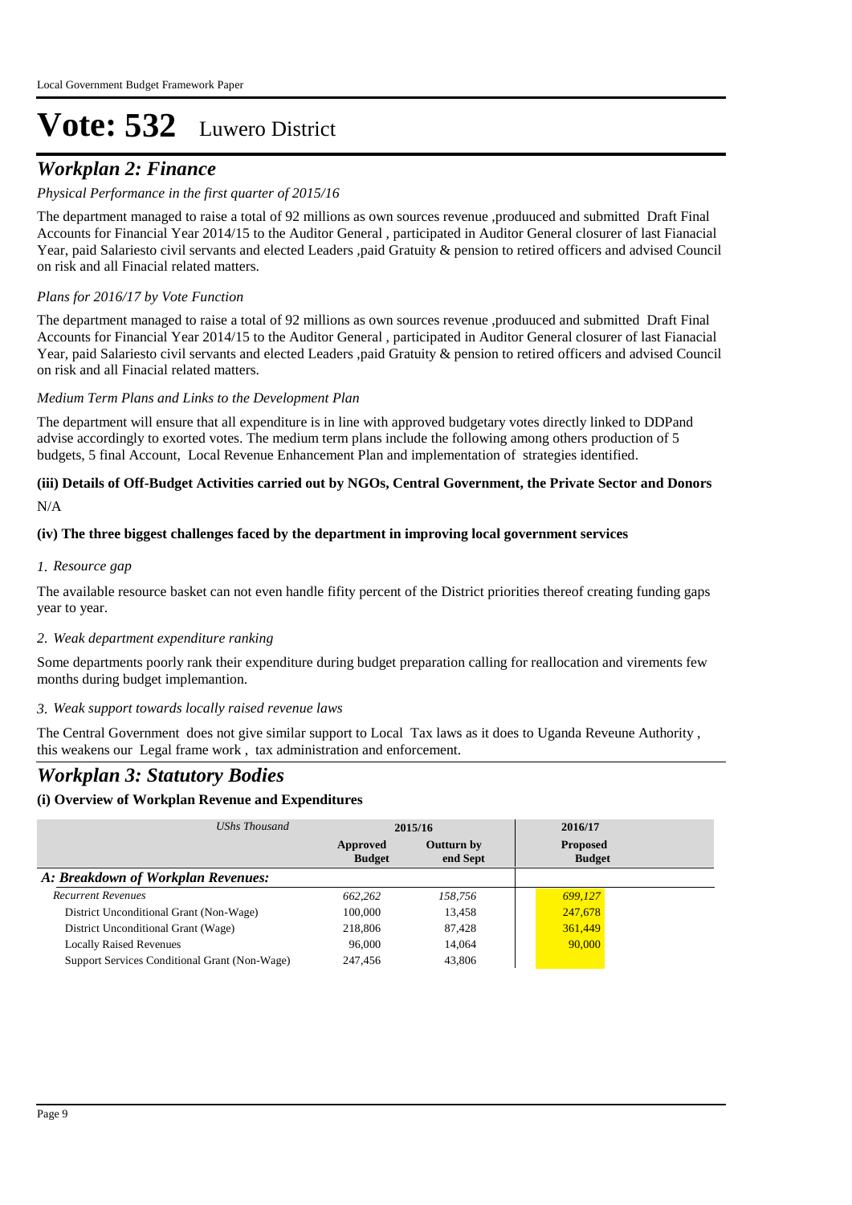# Vote: 532 Luwero District

## *Workplan 2: Finance*

*Physical Performance in the first quarter of 2015/16*

The department managed to raise a total of 92 millions as own sources revenue ,produuced and submitted Draft Final Accounts for Financial Year 2014/15 to the Auditor General , participated in Auditor General closurer of last Fianacial Year, paid Salariesto civil servants and elected Leaders ,paid Gratuity & pension to retired officers and advised Council on risk and all Finacial related matters.

*Plans for 2016/17 by Vote Function*

The department managed to raise a total of 92 millions as own sources revenue ,produuced and submitted Draft Final Accounts for Financial Year 2014/15 to the Auditor General , participated in Auditor General closurer of last Fianacial Year, paid Salariesto civil servants and elected Leaders ,paid Gratuity & pension to retired officers and advised Council on risk and all Finacial related matters.

*Medium Term Plans and Links to the Development Plan*

The department will ensure that all expenditure is in line with approved budgetary votes directly linked to DDPand advise accordingly to exorted votes. The medium term plans include the following among others production of 5 budgets, 5 final Account, Local Revenue Enhancement Plan and implementation of strategies identified.

**(iii) Details of Off-Budget Activities carried out by NGOs, Central Government, the Private Sector and Donors**

N/A

**(iv) The three biggest challenges faced by the department in improving local government services**

*1. Resource gap*

The available resource basket can not even handle fifity percent of the District priorities thereof creating funding gaps year to year.

*2. Weak department expenditure ranking*

Some departments poorly rank their expenditure during budget preparation calling for reallocation and virements few months during budget implemantion.

*3. Weak support towards locally raised revenue laws*

The Central Government does not give similar support to Local Tax laws as it does to Uganda Reveune Authority , this weakens our Legal frame work , tax administration and enforcement.

## *Workplan 3: Statutory Bodies*

**(i) Overview of Workplan Revenue and Expenditures**

| *UShs Thousand* | 2015/16 | | 2016/17 |
|---|---|---|---|
| | **Approved Budget** | **Outturn by end Sept** | **Proposed Budget** |
| ***A: Breakdown of Workplan Revenues:*** | | | |
| *Recurrent Revenues* | *662,262* | *158,756* | *699,127* |
| District Unconditional Grant (Non-Wage) | 100,000 | 13,458 | 247,678 |
| District Unconditional Grant (Wage) | 218,806 | 87,428 | 361,449 |
| Locally Raised Revenues | 96,000 | 14,064 | 90,000 |
| Support Services Conditional Grant (Non-Wage) | 247,456 | 43,806 | |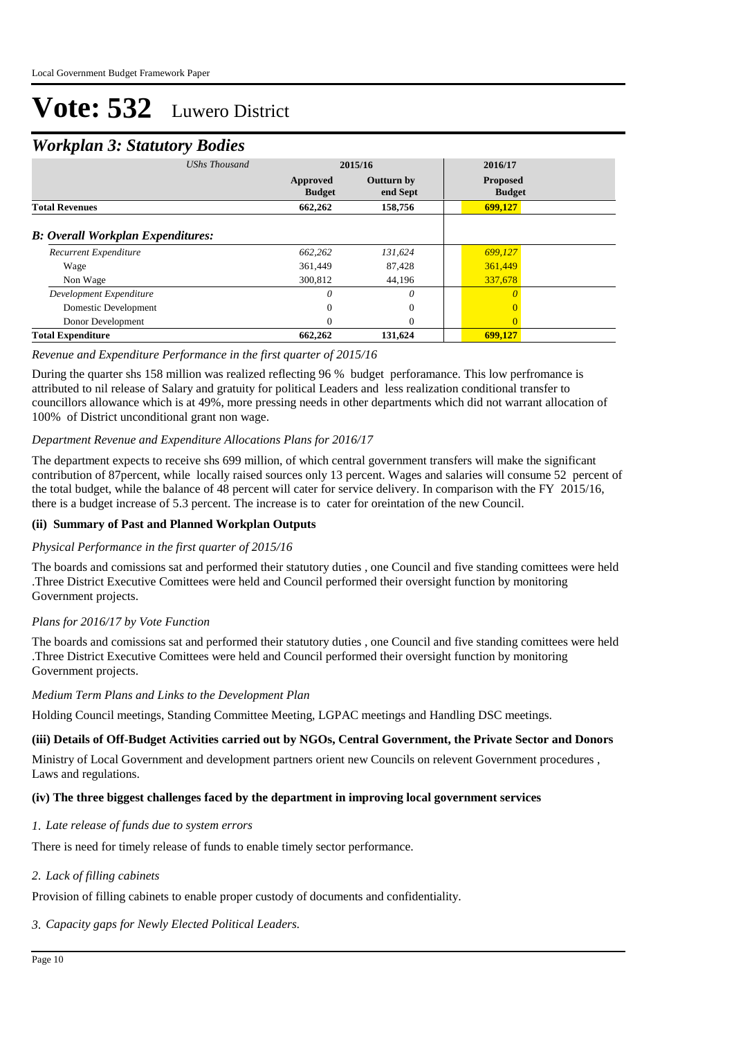# Vote: 532 Luwero District

## *Workplan 3: Statutory Bodies*

| *UShs Thousand* | 2015/16 | | 2016/17 |
|---|---|---|---|
| | **Approved Budget** | **Outturn by end Sept** | **Proposed Budget** |
| **Total Revenues** | **662,262** | **158,756** | **699,127** |
| ***B: Overall Workplan Expenditures:*** | | | |
| *Recurrent Expenditure* | *662,262* | *131,624* | *699,127* |
| Wage | 361,449 | 87,428 | 361,449 |
| Non Wage | 300,812 | 44,196 | 337,678 |
| *Development Expenditure* | *0* | *0* | *0* |
| Domestic Development | 0 | 0 | 0 |
| Donor Development | 0 | 0 | 0 |
| **Total Expenditure** | **662,262** | **131,624** | **699,127** |

*Revenue and Expenditure Performance in the first quarter of 2015/16*

During the quarter shs 158 million was realized reflecting 96 % budget perforamance. This low perfromance is attributed to nil release of Salary and gratuity for political Leaders and less realization conditional transfer to councillors allowance which is at 49%, more pressing needs in other departments which did not warrant allocation of 100% of District unconditional grant non wage.

*Department Revenue and Expenditure Allocations Plans for 2016/17*

The department expects to receive shs 699 million, of which central government transfers will make the significant contribution of 87percent, while locally raised sources only 13 percent. Wages and salaries will consume 52 percent of the total budget, while the balance of 48 percent will cater for service delivery. In comparison with the FY 2015/16, there is a budget increase of 5.3 percent. The increase is to cater for oreintation of the new Council.

### (ii) Summary of Past and Planned Workplan Outputs

*Physical Performance in the first quarter of 2015/16*

The boards and comissions sat and performed their statutory duties , one Council and five standing comittees were held .Three District Executive Comittees were held and Council performed their oversight function by monitoring Government projects.

*Plans for 2016/17 by Vote Function*

The boards and comissions sat and performed their statutory duties , one Council and five standing comittees were held .Three District Executive Comittees were held and Council performed their oversight function by monitoring Government projects.

*Medium Term Plans and Links to the Development Plan*

Holding Council meetings, Standing Committee Meeting, LGPAC meetings and Handling DSC meetings.

### (iii) Details of Off-Budget Activities carried out by NGOs, Central Government, the Private Sector and Donors

Ministry of Local Government and development partners orient new Councils on relevent Government procedures , Laws and regulations.

### (iv) The three biggest challenges faced by the department in improving local government services

*1. Late release of funds due to system errors*

There is need for timely release of funds to enable timely sector performance.

*2. Lack of filling cabinets*

Provision of filling cabinets to enable proper custody of documents and confidentiality.

*3. Capacity gaps for Newly Elected Political Leaders.*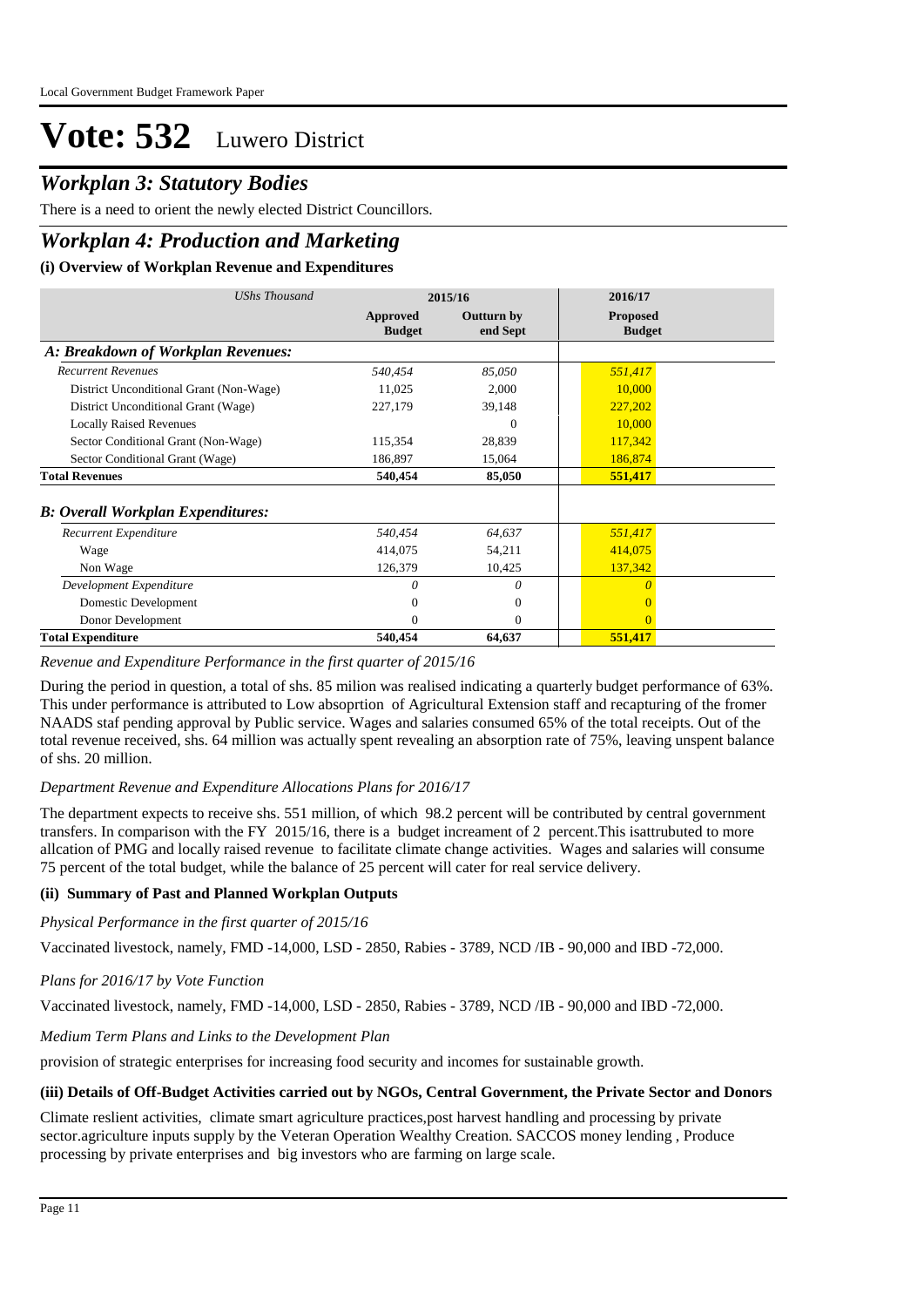# Vote: 532 Luwero District

## *Workplan 3: Statutory Bodies*

There is a need to orient the newly elected District Councillors.

## *Workplan 4: Production and Marketing*

### (i) Overview of Workplan Revenue and Expenditures

| *UShs Thousand* | 2015/16 | | 2016/17 |
|---|---|---|---|
| | **Approved Budget** | **Outturn by end Sept** | **Proposed Budget** |
| ***A: Breakdown of Workplan Revenues:*** | | | |
| *Recurrent Revenues* | *540,454* | *85,050* | *551,417* |
| District Unconditional Grant (Non-Wage) | 11,025 | 2,000 | 10,000 |
| District Unconditional Grant (Wage) | 227,179 | 39,148 | 227,202 |
| Locally Raised Revenues | | 0 | 10,000 |
| Sector Conditional Grant (Non-Wage) | 115,354 | 28,839 | 117,342 |
| Sector Conditional Grant (Wage) | 186,897 | 15,064 | 186,874 |
| **Total Revenues** | **540,454** | **85,050** | **551,417** |
| ***B: Overall Workplan Expenditures:*** | | | |
| *Recurrent Expenditure* | *540,454* | *64,637* | *551,417* |
| Wage | 414,075 | 54,211 | 414,075 |
| Non Wage | 126,379 | 10,425 | 137,342 |
| *Development Expenditure* | *0* | *0* | *0* |
| Domestic Development | 0 | 0 | 0 |
| Donor Development | 0 | 0 | 0 |
| **Total Expenditure** | **540,454** | **64,637** | **551,417** |

*Revenue and Expenditure Performance in the first quarter of 2015/16*

During the period in question, a total of shs. 85 milion was realised indicating a quarterly budget performance of 63%. This under performance is attributed to Low absoprtion of Agricultural Extension staff and recapturing of the fromer NAADS staf pending approval by Public service. Wages and salaries consumed 65% of the total receipts. Out of the total revenue received, shs. 64 million was actually spent revealing an absorption rate of 75%, leaving unspent balance of shs. 20 million.

*Department Revenue and Expenditure Allocations Plans for 2016/17*

The department expects to receive shs. 551 million, of which 98.2 percent will be contributed by central government transfers. In comparison with the FY 2015/16, there is a budget increament of 2 percent.This isattrubuted to more allcation of PMG and locally raised revenue to facilitate climate change activities. Wages and salaries will consume 75 percent of the total budget, while the balance of 25 percent will cater for real service delivery.

### (ii) Summary of Past and Planned Workplan Outputs

*Physical Performance in the first quarter of 2015/16*

Vaccinated livestock, namely, FMD -14,000, LSD - 2850, Rabies - 3789, NCD /IB - 90,000 and IBD -72,000.

*Plans for 2016/17 by Vote Function*

Vaccinated livestock, namely, FMD -14,000, LSD - 2850, Rabies - 3789, NCD /IB - 90,000 and IBD -72,000.

*Medium Term Plans and Links to the Development Plan*

provision of strategic enterprises for increasing food security and incomes for sustainable growth.

### (iii) Details of Off-Budget Activities carried out by NGOs, Central Government, the Private Sector and Donors

Climate reslient activities, climate smart agriculture practices,post harvest handling and processing by private sector.agriculture inputs supply by the Veteran Operation Wealthy Creation. SACCOS money lending , Produce processing by private enterprises and big investors who are farming on large scale.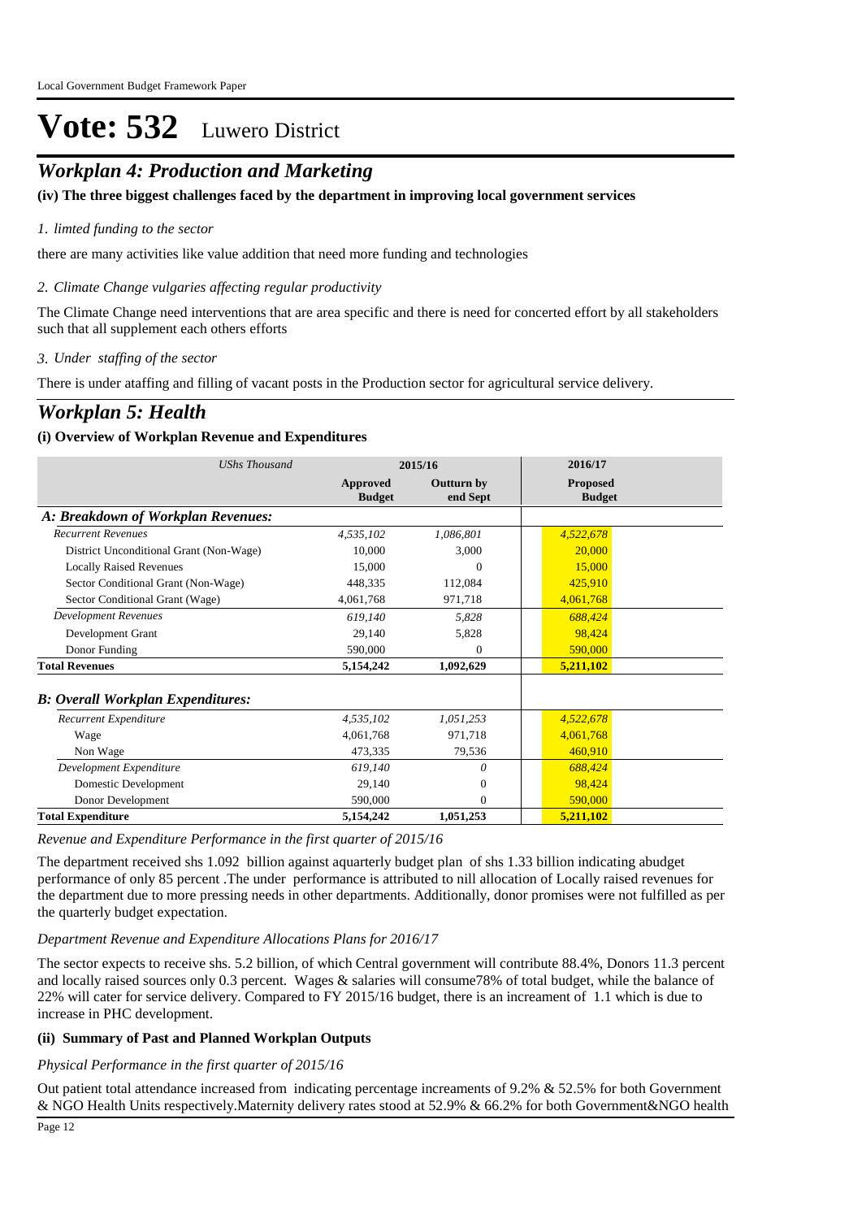# Vote: 532 Luwero District

## *Workplan 4: Production and Marketing*

**(iv) The three biggest challenges faced by the department in improving local government services**

*1. limted funding to the sector*

there are many activities like value addition that need more funding and technologies

*2. Climate Change vulgaries affecting regular productivity*

The Climate Change need interventions that are area specific and there is need for concerted effort by all stakeholders such that all supplement each others efforts

*3. Under staffing of the sector*

There is under ataffing and filling of vacant posts in the Production sector for agricultural service delivery.

## *Workplan 5: Health*

**(i) Overview of Workplan Revenue and Expenditures**

| *UShs Thousand* | 2015/16 | | 2016/17 |
|---|---|---|---|
| | **Approved Budget** | **Outturn by end Sept** | **Proposed Budget** |
| ***A: Breakdown of Workplan Revenues:*** | | | |
| *Recurrent Revenues* | *4,535,102* | *1,086,801* | *4,522,678* |
| District Unconditional Grant (Non-Wage) | 10,000 | 3,000 | 20,000 |
| Locally Raised Revenues | 15,000 | 0 | 15,000 |
| Sector Conditional Grant (Non-Wage) | 448,335 | 112,084 | 425,910 |
| Sector Conditional Grant (Wage) | 4,061,768 | 971,718 | 4,061,768 |
| *Development Revenues* | *619,140* | *5,828* | *688,424* |
| Development Grant | 29,140 | 5,828 | 98,424 |
| Donor Funding | 590,000 | 0 | 590,000 |
| **Total Revenues** | **5,154,242** | **1,092,629** | **5,211,102** |
| ***B: Overall Workplan Expenditures:*** | | | |
| *Recurrent Expenditure* | *4,535,102* | *1,051,253* | *4,522,678* |
| Wage | 4,061,768 | 971,718 | 4,061,768 |
| Non Wage | 473,335 | 79,536 | 460,910 |
| *Development Expenditure* | *619,140* | *0* | *688,424* |
| Domestic Development | 29,140 | 0 | 98,424 |
| Donor Development | 590,000 | 0 | 590,000 |
| **Total Expenditure** | **5,154,242** | **1,051,253** | **5,211,102** |

*Revenue and Expenditure Performance in the first quarter of 2015/16*

The department received shs 1.092 billion against aquarterly budget plan of shs 1.33 billion indicating abudget performance of only 85 percent .The under performance is attributed to nill allocation of Locally raised revenues for the department due to more pressing needs in other departments. Additionally, donor promises were not fulfilled as per the quarterly budget expectation.

*Department Revenue and Expenditure Allocations Plans for 2016/17*

The sector expects to receive shs. 5.2 billion, of which Central government will contribute 88.4%, Donors 11.3 percent and locally raised sources only 0.3 percent. Wages & salaries will consume78% of total budget, while the balance of 22% will cater for service delivery. Compared to FY 2015/16 budget, there is an increament of 1.1 which is due to increase in PHC development.

**(ii) Summary of Past and Planned Workplan Outputs**

*Physical Performance in the first quarter of 2015/16*

Out patient total attendance increased from indicating percentage increaments of 9.2% & 52.5% for both Government & NGO Health Units respectively.Maternity delivery rates stood at 52.9% & 66.2% for both Government&NGO health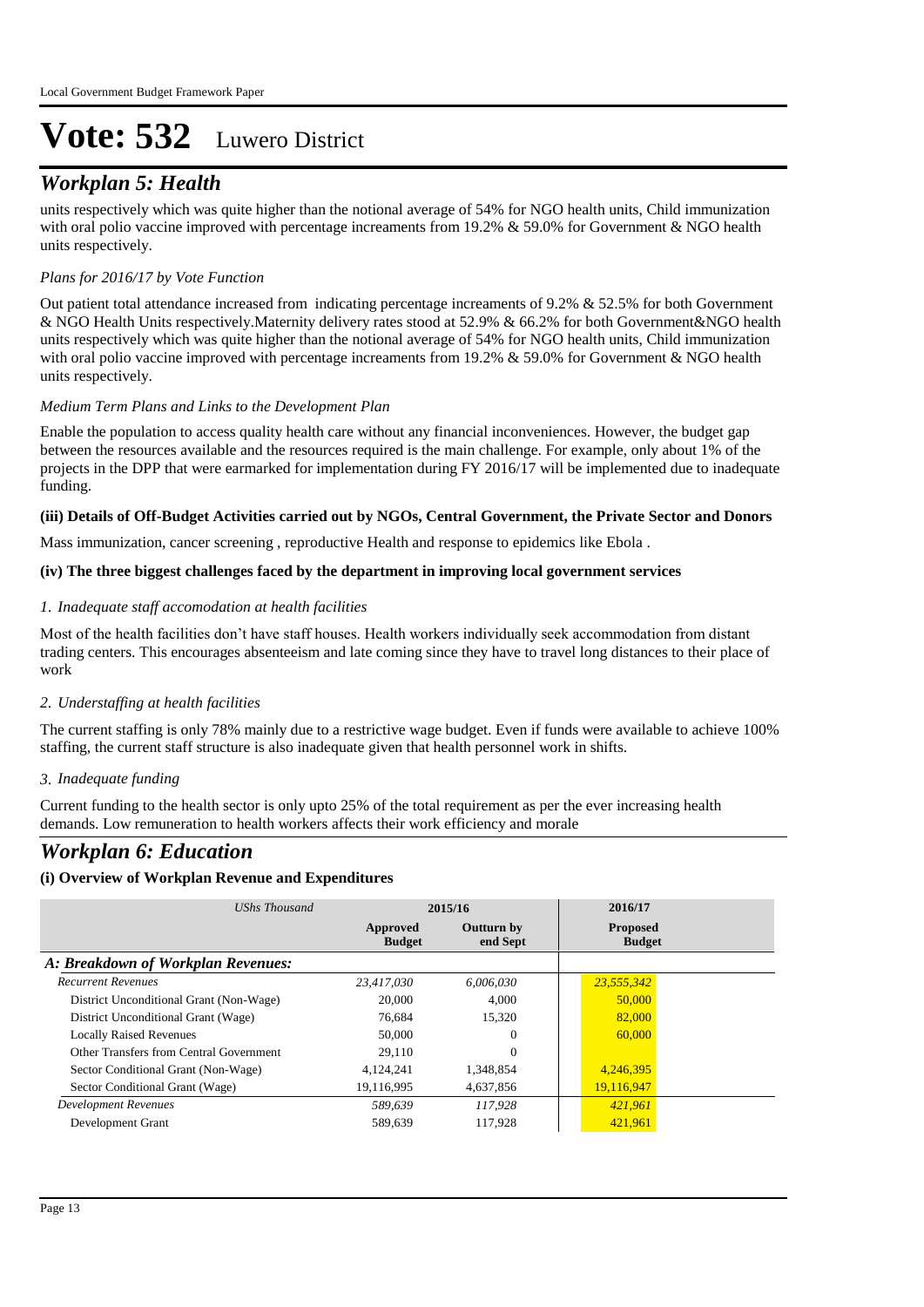# Vote: 532 Luwero District

## *Workplan 5: Health*

units respectively which was quite higher than the notional average of 54% for NGO health units, Child immunization with oral polio vaccine improved with percentage increaments from 19.2% & 59.0% for Government & NGO health units respectively.

*Plans for 2016/17 by Vote Function*

Out patient total attendance increased from indicating percentage increaments of 9.2% & 52.5% for both Government & NGO Health Units respectively.Maternity delivery rates stood at 52.9% & 66.2% for both Government&NGO health units respectively which was quite higher than the notional average of 54% for NGO health units, Child immunization with oral polio vaccine improved with percentage increaments from 19.2% & 59.0% for Government & NGO health units respectively.

*Medium Term Plans and Links to the Development Plan*

Enable the population to access quality health care without any financial inconveniences. However, the budget gap between the resources available and the resources required is the main challenge. For example, only about 1% of the projects in the DPP that were earmarked for implementation during FY 2016/17 will be implemented due to inadequate funding.

**(iii) Details of Off-Budget Activities carried out by NGOs, Central Government, the Private Sector and Donors**

Mass immunization, cancer screening , reproductive Health and response to epidemics like Ebola .

**(iv) The three biggest challenges faced by the department in improving local government services**

*1. Inadequate staff accomodation at health facilities*

Most of the health facilities don't have staff houses. Health workers individually seek accommodation from distant trading centers. This encourages absenteeism and late coming since they have to travel long distances to their place of work

*2. Understaffing at health facilities*

The current staffing is only 78% mainly due to a restrictive wage budget. Even if funds were available to achieve 100% staffing, the current staff structure is also inadequate given that health personnel work in shifts.

*3. Inadequate funding*

Current funding to the health sector is only upto 25% of the total requirement as per the ever increasing health demands. Low remuneration to health workers affects their work efficiency and morale

## *Workplan 6: Education*

**(i) Overview of Workplan Revenue and Expenditures**

| *UShs Thousand* | 2015/16 | | 2016/17 |
|---|---|---|---|
| | **Approved Budget** | **Outturn by end Sept** | **Proposed Budget** |
| ***A: Breakdown of Workplan Revenues:*** | | | |
| *Recurrent Revenues* | *23,417,030* | *6,006,030* | *23,555,342* |
| District Unconditional Grant (Non-Wage) | 20,000 | 4,000 | 50,000 |
| District Unconditional Grant (Wage) | 76,684 | 15,320 | 82,000 |
| Locally Raised Revenues | 50,000 | 0 | 60,000 |
| Other Transfers from Central Government | 29,110 | 0 | |
| Sector Conditional Grant (Non-Wage) | 4,124,241 | 1,348,854 | 4,246,395 |
| Sector Conditional Grant (Wage) | 19,116,995 | 4,637,856 | 19,116,947 |
| *Development Revenues* | *589,639* | *117,928* | *421,961* |
| Development Grant | 589,639 | 117,928 | 421,961 |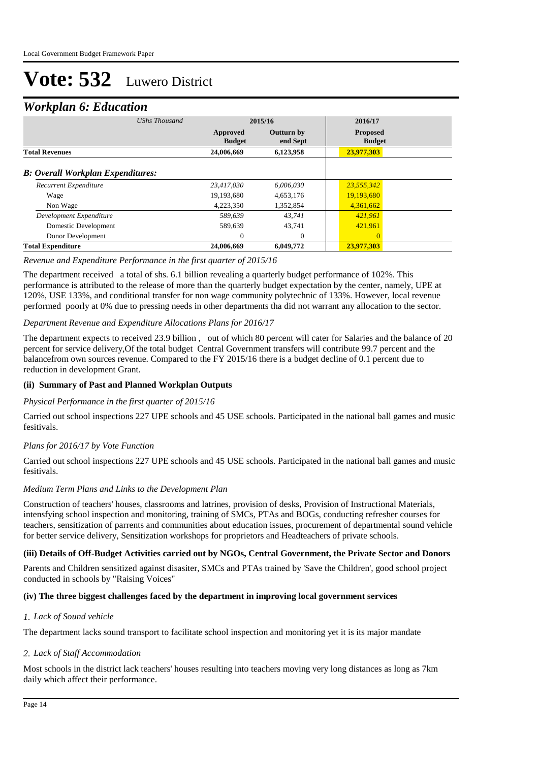# Vote: 532 Luwero District

## *Workplan 6: Education*

| *UShs Thousand* | 2015/16 | | 2016/17 |
|---|---|---|---|
| | **Approved Budget** | **Outturn by end Sept** | **Proposed Budget** |
| **Total Revenues** | **24,006,669** | **6,123,958** | **23,977,303** |
| ***B: Overall Workplan Expenditures:*** | | | |
| *Recurrent Expenditure* | *23,417,030* | *6,006,030* | *23,555,342* |
| Wage | 19,193,680 | 4,653,176 | 19,193,680 |
| Non Wage | 4,223,350 | 1,352,854 | 4,361,662 |
| *Development Expenditure* | *589,639* | *43,741* | *421,961* |
| Domestic Development | 589,639 | 43,741 | 421,961 |
| Donor Development | 0 | 0 | 0 |
| **Total Expenditure** | **24,006,669** | **6,049,772** | **23,977,303** |

*Revenue and Expenditure Performance in the first quarter of 2015/16*

The department received a total of shs. 6.1 billion revealing a quarterly budget performance of 102%. This performance is attributed to the release of more than the quarterly budget expectation by the center, namely, UPE at 120%, USE 133%, and conditional transfer for non wage community polytechnic of 133%. However, local revenue performed poorly at 0% due to pressing needs in other departments tha did not warrant any allocation to the sector.

*Department Revenue and Expenditure Allocations Plans for 2016/17*

The department expects to received 23.9 billion , out of which 80 percent will cater for Salaries and the balance of 20 percent for service delivery,Of the total budget Central Government transfers will contribute 99.7 percent and the balancefrom own sources revenue. Compared to the FY 2015/16 there is a budget decline of 0.1 percent due to reduction in development Grant.

**(ii) Summary of Past and Planned Workplan Outputs**

*Physical Performance in the first quarter of 2015/16*

Carried out school inspections 227 UPE schools and 45 USE schools. Participated in the national ball games and music fesitivals.

*Plans for 2016/17 by Vote Function*

Carried out school inspections 227 UPE schools and 45 USE schools. Participated in the national ball games and music fesitivals.

*Medium Term Plans and Links to the Development Plan*

Construction of teachers' houses, classrooms and latrines, provision of desks, Provision of Instructional Materials, intensfying school inspection and monitoring, training of SMCs, PTAs and BOGs, conducting refresher courses for teachers, sensitization of parrents and communities about education issues, procurement of departmental sound vehicle for better service delivery, Sensitization workshops for proprietors and Headteachers of private schools.

**(iii) Details of Off-Budget Activities carried out by NGOs, Central Government, the Private Sector and Donors**

Parents and Children sensitized against disasiter, SMCs and PTAs trained by 'Save the Children', good school project conducted in schools by "Raising Voices"

**(iv) The three biggest challenges faced by the department in improving local government services**

*1. Lack of Sound vehicle*

The department lacks sound transport to facilitate school inspection and monitoring yet it is its major mandate

*2. Lack of Staff Accommodation*

Most schools in the district lack teachers' houses resulting into teachers moving very long distances as long as 7km daily which affect their performance.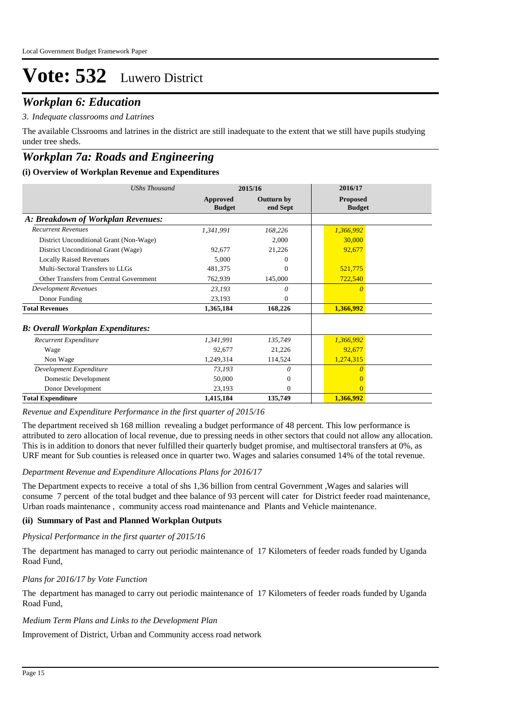# Vote: 532 Luwero District

## *Workplan 6: Education*

*3. Indequate classrooms and Latrines*

The available Clssrooms and latrines in the district are still inadequate to the extent that we still have pupils studying under tree sheds.

## *Workplan 7a: Roads and Engineering*

### (i) Overview of Workplan Revenue and Expenditures

| *UShs Thousand* | 2015/16 | | 2016/17 |
|---|---|---|---|
| | **Approved Budget** | **Outturn by end Sept** | **Proposed Budget** |
| ***A: Breakdown of Workplan Revenues:*** | | | |
| *Recurrent Revenues* | *1,341,991* | *168,226* | *1,366,992* |
| District Unconditional Grant (Non-Wage) | | 2,000 | 30,000 |
| District Unconditional Grant (Wage) | 92,677 | 21,226 | 92,677 |
| Locally Raised Revenues | 5,000 | 0 | |
| Multi-Sectoral Transfers to LLGs | 481,375 | 0 | 521,775 |
| Other Transfers from Central Government | 762,939 | 145,000 | 722,540 |
| *Development Revenues* | *23,193* | *0* | *0* |
| Donor Funding | 23,193 | 0 | |
| **Total Revenues** | **1,365,184** | **168,226** | **1,366,992** |
| ***B: Overall Workplan Expenditures:*** | | | |
| *Recurrent Expenditure* | *1,341,991* | *135,749* | *1,366,992* |
| Wage | 92,677 | 21,226 | 92,677 |
| Non Wage | 1,249,314 | 114,524 | 1,274,315 |
| *Development Expenditure* | *73,193* | *0* | *0* |
| Domestic Development | 50,000 | 0 | 0 |
| Donor Development | 23,193 | 0 | 0 |
| **Total Expenditure** | **1,415,184** | **135,749** | **1,366,992** |

*Revenue and Expenditure Performance in the first quarter of 2015/16*

The department received sh 168 million revealing a budget performance of 48 percent. This low performance is attributed to zero allocation of local revenue, due to pressing needs in other sectors that could not allow any allocation. This is in addition to donors that never fulfilled their quarterly budget promise, and multisectoral transfers at 0%, as URF meant for Sub counties is released once in quarter two. Wages and salaries consumed 14% of the total revenue.

*Department Revenue and Expenditure Allocations Plans for 2016/17*

The Department expects to receive a total of shs 1,36 billion from central Government ,Wages and salaries will consume 7 percent of the total budget and thee balance of 93 percent will cater for District feeder road maintenance, Urban roads maintenance , community access road maintenance and Plants and Vehicle maintenance.

### (ii) Summary of Past and Planned Workplan Outputs

*Physical Performance in the first quarter of 2015/16*

The department has managed to carry out periodic maintenance of 17 Kilometers of feeder roads funded by Uganda Road Fund,

*Plans for 2016/17 by Vote Function*

The department has managed to carry out periodic maintenance of 17 Kilometers of feeder roads funded by Uganda Road Fund,

*Medium Term Plans and Links to the Development Plan*

Improvement of District, Urban and Community access road network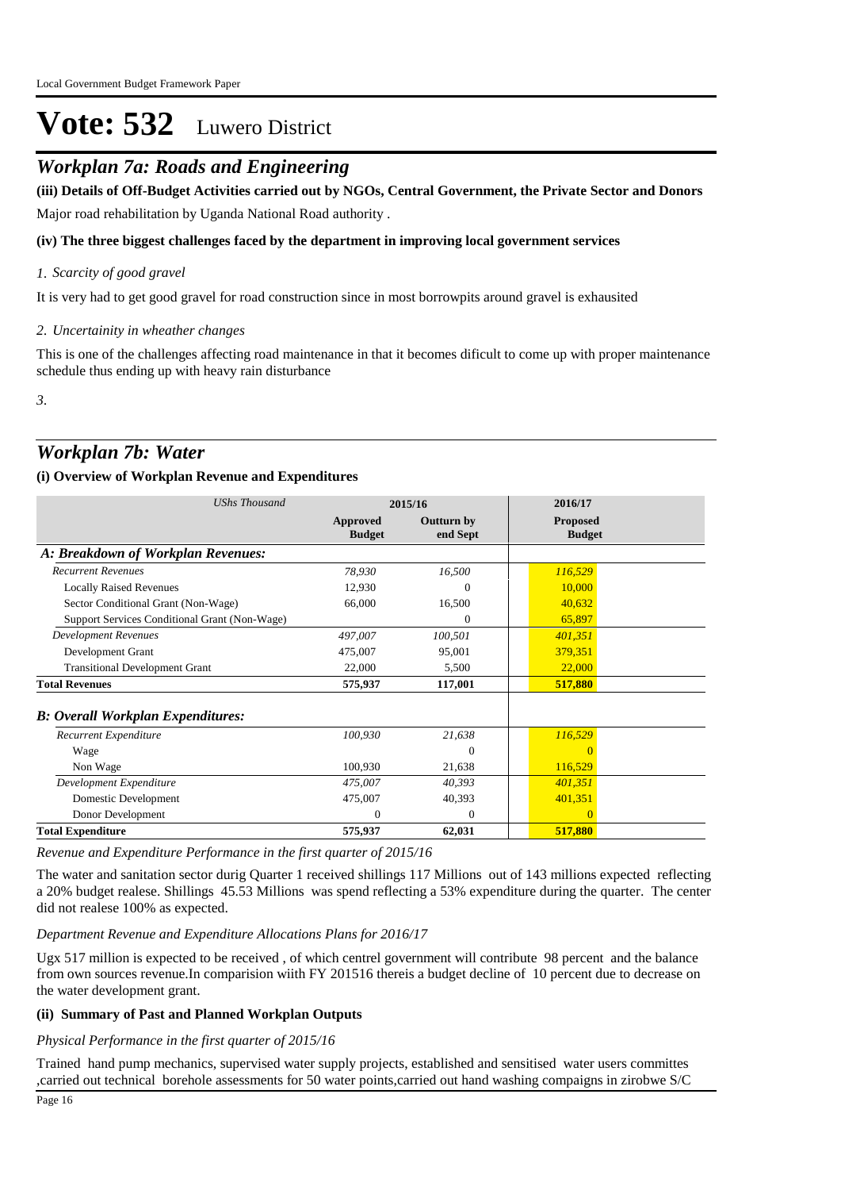# Vote: 532 Luwero District

## *Workplan 7a: Roads and Engineering*

**(iii) Details of Off-Budget Activities carried out by NGOs, Central Government, the Private Sector and Donors**

Major road rehabilitation by Uganda National Road authority .

**(iv) The three biggest challenges faced by the department in improving local government services**

*1. Scarcity of good gravel*

It is very had to get good gravel for road construction since in most borrowpits around gravel is exhausited

*2. Uncertainity in wheather changes*

This is one of the challenges affecting road maintenance in that it becomes dificult to come up with proper maintenance schedule thus ending up with heavy rain disturbance

*3.*

## *Workplan 7b: Water*

**(i) Overview of Workplan Revenue and Expenditures**

| *UShs Thousand* | 2015/16 | | 2016/17 |
|---|---|---|---|
| | **Approved Budget** | **Outturn by end Sept** | **Proposed Budget** |
| ***A: Breakdown of Workplan Revenues:*** | | | |
| *Recurrent Revenues* | *78,930* | *16,500* | *116,529* |
| Locally Raised Revenues | 12,930 | 0 | 10,000 |
| Sector Conditional Grant (Non-Wage) | 66,000 | 16,500 | 40,632 |
| Support Services Conditional Grant (Non-Wage) | | 0 | 65,897 |
| *Development Revenues* | *497,007* | *100,501* | *401,351* |
| Development Grant | 475,007 | 95,001 | 379,351 |
| Transitional Development Grant | 22,000 | 5,500 | 22,000 |
| **Total Revenues** | **575,937** | **117,001** | **517,880** |
| ***B: Overall Workplan Expenditures:*** | | | |
| *Recurrent Expenditure* | *100,930* | *21,638* | *116,529* |
| Wage | | 0 | 0 |
| Non Wage | 100,930 | 21,638 | 116,529 |
| *Development Expenditure* | *475,007* | *40,393* | *401,351* |
| Domestic Development | 475,007 | 40,393 | 401,351 |
| Donor Development | 0 | 0 | 0 |
| **Total Expenditure** | **575,937** | **62,031** | **517,880** |

*Revenue and Expenditure Performance in the first quarter of 2015/16*

The water and sanitation sector durig Quarter 1 received shillings 117 Millions out of 143 millions expected reflecting a 20% budget realese. Shillings 45.53 Millions was spend reflecting a 53% expenditure during the quarter. The center did not realese 100% as expected.

*Department Revenue and Expenditure Allocations Plans for 2016/17*

Ugx 517 million is expected to be received , of which centrel government will contribute 98 percent and the balance from own sources revenue.In comparision wiith FY 201516 thereis a budget decline of 10 percent due to decrease on the water development grant.

**(ii) Summary of Past and Planned Workplan Outputs**

*Physical Performance in the first quarter of 2015/16*

Trained hand pump mechanics, supervised water supply projects, established and sensitised water users committes ,carried out technical borehole assessments for 50 water points,carried out hand washing compaigns in zirobwe S/C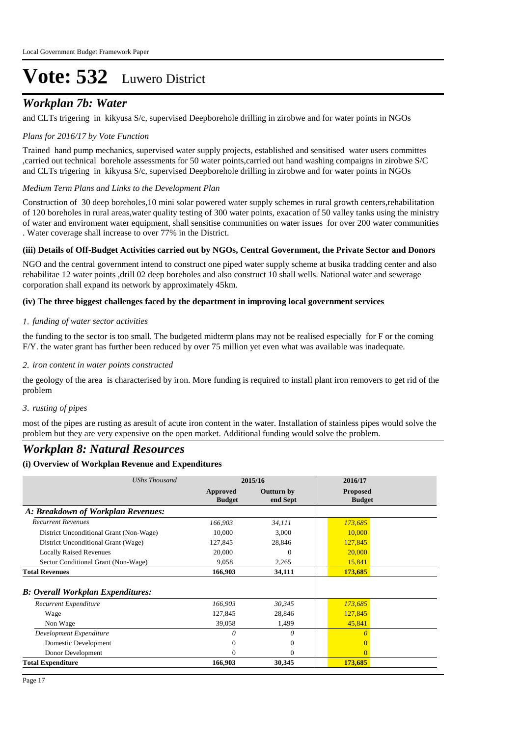# Vote: 532 Luwero District

## *Workplan 7b: Water*

and CLTs trigering in kikyusa S/c, supervised Deepborehole drilling in zirobwe and for water points in NGOs

*Plans for 2016/17 by Vote Function*

Trained hand pump mechanics, supervised water supply projects, established and sensitised water users committes ,carried out technical borehole assessments for 50 water points,carried out hand washing compaigns in zirobwe S/C and CLTs trigering in kikyusa S/c, supervised Deepborehole drilling in zirobwe and for water points in NGOs

*Medium Term Plans and Links to the Development Plan*

Construction of 30 deep boreholes,10 mini solar powered water supply schemes in rural growth centers,rehabilitation of 120 boreholes in rural areas,water quality testing of 300 water points, exacation of 50 valley tanks using the ministry of water and enviroment water equipment, shall sensitise communities on water issues for over 200 water communities . Water coverage shall increase to over 77% in the District.

**(iii) Details of Off-Budget Activities carried out by NGOs, Central Government, the Private Sector and Donors**

NGO and the central government intend to construct one piped water supply scheme at busika tradding center and also rehabilitae 12 water points ,drill 02 deep boreholes and also construct 10 shall wells. National water and sewerage corporation shall expand its network by approximately 45km.

**(iv) The three biggest challenges faced by the department in improving local government services**

*1. funding of water sector activities*

the funding to the sector is too small. The budgeted midterm plans may not be realised especially for F or the coming F/Y. the water grant has further been reduced by over 75 million yet even what was available was inadequate.

*2. iron content in water points constructed*

the geology of the area is characterised by iron. More funding is required to install plant iron removers to get rid of the problem

*3. rusting of pipes*

most of the pipes are rusting as aresult of acute iron content in the water. Installation of stainless pipes would solve the problem but they are very expensive on the open market. Additional funding would solve the problem.

## *Workplan 8: Natural Resources*

**(i) Overview of Workplan Revenue and Expenditures**

| *UShs Thousand* | 2015/16 | | 2016/17 |
|---|---|---|---|
| | **Approved Budget** | **Outturn by end Sept** | **Proposed Budget** |
| ***A: Breakdown of Workplan Revenues:*** | | | |
| *Recurrent Revenues* | *166,903* | *34,111* | *173,685* |
| District Unconditional Grant (Non-Wage) | 10,000 | 3,000 | 10,000 |
| District Unconditional Grant (Wage) | 127,845 | 28,846 | 127,845 |
| Locally Raised Revenues | 20,000 | 0 | 20,000 |
| Sector Conditional Grant (Non-Wage) | 9,058 | 2,265 | 15,841 |
| **Total Revenues** | **166,903** | **34,111** | **173,685** |
| ***B: Overall Workplan Expenditures:*** | | | |
| *Recurrent Expenditure* | *166,903* | *30,345* | *173,685* |
| Wage | 127,845 | 28,846 | 127,845 |
| Non Wage | 39,058 | 1,499 | 45,841 |
| *Development Expenditure* | *0* | *0* | *0* |
| Domestic Development | 0 | 0 | 0 |
| Donor Development | 0 | 0 | 0 |
| **Total Expenditure** | **166,903** | **30,345** | **173,685** |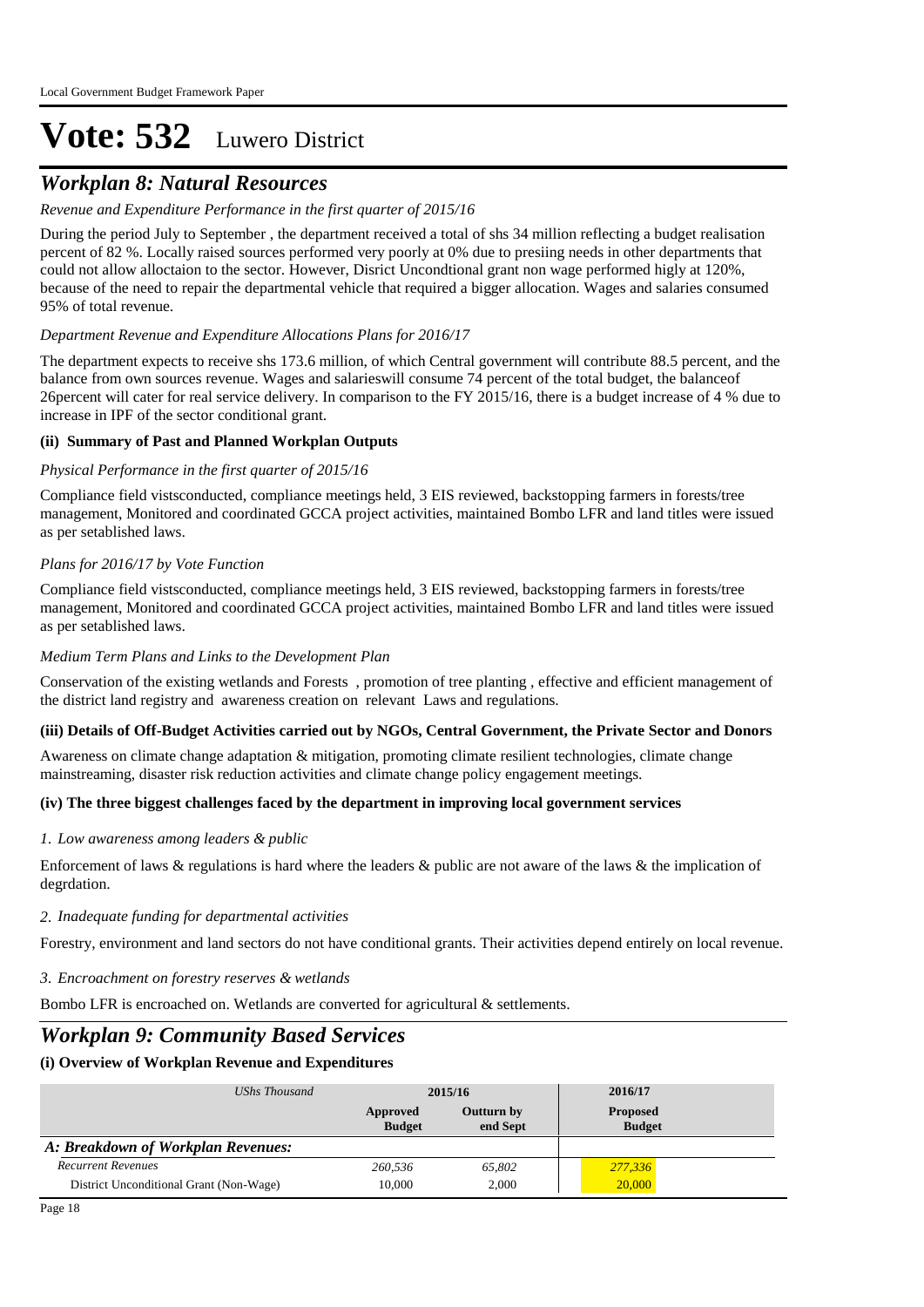# Vote: 532 Luwero District

## *Workplan 8: Natural Resources*

*Revenue and Expenditure Performance in the first quarter of 2015/16*

During the period July to September , the department received a total of shs 34 million reflecting a budget realisation percent of 82 %. Locally raised sources performed very poorly at 0% due to presiing needs in other departments that could not allow alloctaion to the sector. However, Disrict Uncondtional grant non wage performed higly at 120%, because of the need to repair the departmental vehicle that required a bigger allocation. Wages and salaries consumed 95% of total revenue.

*Department Revenue and Expenditure Allocations Plans for 2016/17*

The department expects to receive shs 173.6 million, of which Central government will contribute 88.5 percent, and the balance from own sources revenue. Wages and salarieswill consume 74 percent of the total budget, the balanceof 26percent will cater for real service delivery. In comparison to the FY 2015/16, there is a budget increase of 4 % due to increase in IPF of the sector conditional grant.

**(ii) Summary of Past and Planned Workplan Outputs**

*Physical Performance in the first quarter of 2015/16*

Compliance field vistsconducted, compliance meetings held, 3 EIS reviewed, backstopping farmers in forests/tree management, Monitored and coordinated GCCA project activities, maintained Bombo LFR and land titles were issued as per setablished laws.

*Plans for 2016/17 by Vote Function*

Compliance field vistsconducted, compliance meetings held, 3 EIS reviewed, backstopping farmers in forests/tree management, Monitored and coordinated GCCA project activities, maintained Bombo LFR and land titles were issued as per setablished laws.

*Medium Term Plans and Links to the Development Plan*

Conservation of the existing wetlands and Forests , promotion of tree planting , effective and efficient management of the district land registry and awareness creation on relevant Laws and regulations.

**(iii) Details of Off-Budget Activities carried out by NGOs, Central Government, the Private Sector and Donors**

Awareness on climate change adaptation & mitigation, promoting climate resilient technologies, climate change mainstreaming, disaster risk reduction activities and climate change policy engagement meetings.

**(iv) The three biggest challenges faced by the department in improving local government services**

*1. Low awareness among leaders & public*

Enforcement of laws & regulations is hard where the leaders & public are not aware of the laws & the implication of degrdation.

*2. Inadequate funding for departmental activities*

Forestry, environment and land sectors do not have conditional grants. Their activities depend entirely on local revenue.

*3. Encroachment on forestry reserves & wetlands*

Bombo LFR is encroached on. Wetlands are converted for agricultural & settlements.

## *Workplan 9: Community Based Services*

**(i) Overview of Workplan Revenue and Expenditures**

| *UShs Thousand* | 2015/16 | | 2016/17 |
|---|---|---|---|
| | **Approved Budget** | **Outturn by end Sept** | **Proposed Budget** |
| ***A: Breakdown of Workplan Revenues:*** | | | |
| *Recurrent Revenues* | *260,536* | *65,802* | *277,336* |
| District Unconditional Grant (Non-Wage) | 10,000 | 2,000 | 20,000 |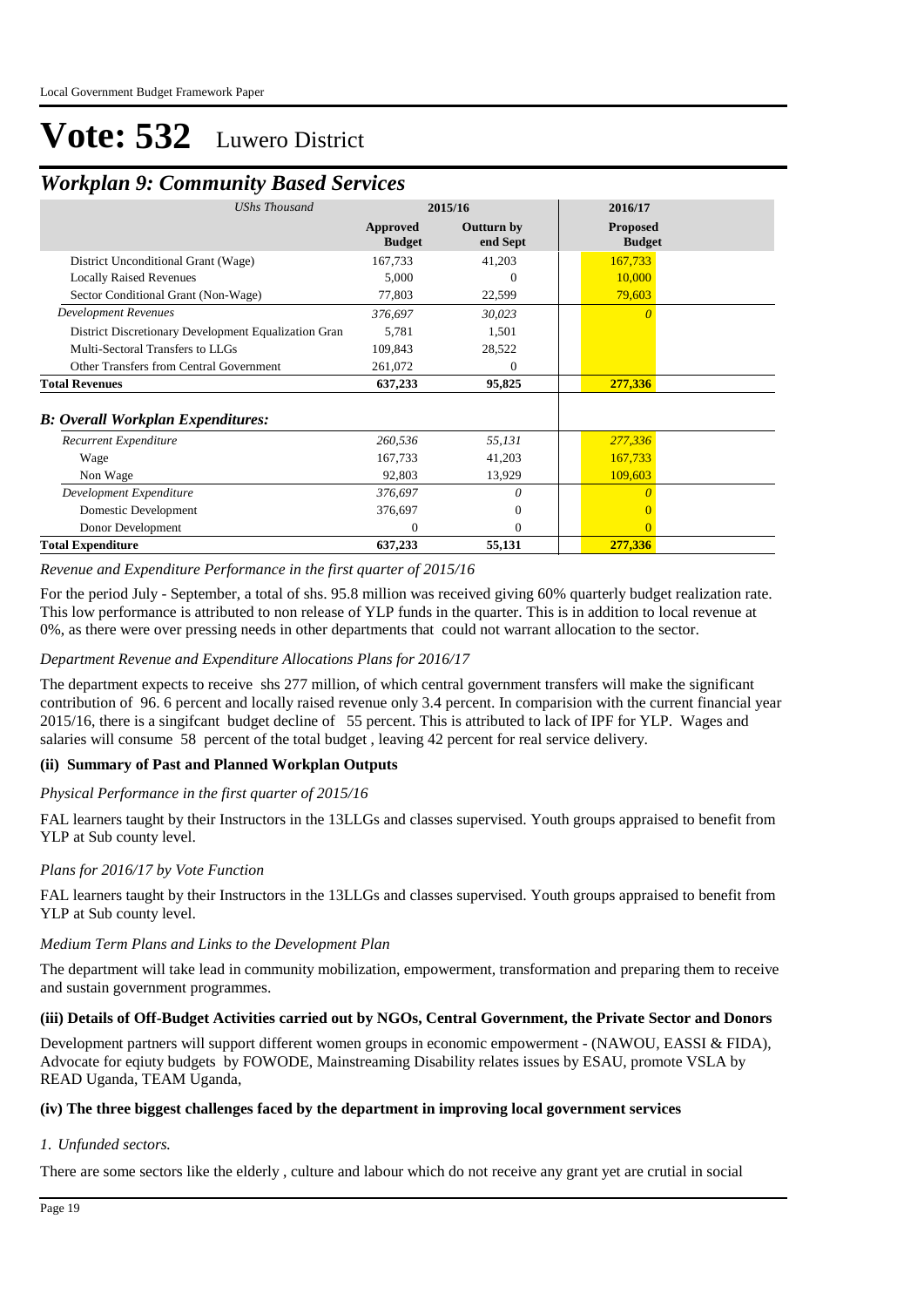# Vote: 532 Luwero District

## Workplan 9: Community Based Services

| UShs Thousand | 2015/16 | | 2016/17 |
|---|---|---|---|
| | Approved Budget | Outturn by end Sept | Proposed Budget |
| District Unconditional Grant (Wage) | 167,733 | 41,203 | 167,733 |
| Locally Raised Revenues | 5,000 | 0 | 10,000 |
| Sector Conditional Grant (Non-Wage) | 77,803 | 22,599 | 79,603 |
| *Development Revenues* | *376,697* | *30,023* | *0* |
| District Discretionary Development Equalization Gran | 5,781 | 1,501 | |
| Multi-Sectoral Transfers to LLGs | 109,843 | 28,522 | |
| Other Transfers from Central Government | 261,072 | 0 | |
| **Total Revenues** | **637,233** | **95,825** | **277,336** |
| ***B: Overall Workplan Expenditures:*** | | | |
| *Recurrent Expenditure* | *260,536* | *55,131* | *277,336* |
| Wage | 167,733 | 41,203 | 167,733 |
| Non Wage | 92,803 | 13,929 | 109,603 |
| *Development Expenditure* | *376,697* | *0* | *0* |
| Domestic Development | 376,697 | 0 | 0 |
| Donor Development | 0 | 0 | 0 |
| **Total Expenditure** | **637,233** | **55,131** | **277,336** |

*Revenue and Expenditure Performance in the first quarter of 2015/16*

For the period July - September, a total of shs. 95.8 million was received giving 60% quarterly budget realization rate. This low performance is attributed to non release of YLP funds in the quarter. This is in addition to local revenue at 0%, as there were over pressing needs in other departments that could not warrant allocation to the sector.

*Department Revenue and Expenditure Allocations Plans for 2016/17*

The department expects to receive shs 277 million, of which central government transfers will make the significant contribution of 96. 6 percent and locally raised revenue only 3.4 percent. In comparision with the current financial year 2015/16, there is a singifcant budget decline of 55 percent. This is attributed to lack of IPF for YLP. Wages and salaries will consume 58 percent of the total budget , leaving 42 percent for real service delivery.

**(ii) Summary of Past and Planned Workplan Outputs**

*Physical Performance in the first quarter of 2015/16*

FAL learners taught by their Instructors in the 13LLGs and classes supervised. Youth groups appraised to benefit from YLP at Sub county level.

*Plans for 2016/17 by Vote Function*

FAL learners taught by their Instructors in the 13LLGs and classes supervised. Youth groups appraised to benefit from YLP at Sub county level.

*Medium Term Plans and Links to the Development Plan*

The department will take lead in community mobilization, empowerment, transformation and preparing them to receive and sustain government programmes.

**(iii) Details of Off-Budget Activities carried out by NGOs, Central Government, the Private Sector and Donors**

Development partners will support different women groups in economic empowerment - (NAWOU, EASSI & FIDA), Advocate for eqiuty budgets by FOWODE, Mainstreaming Disability relates issues by ESAU, promote VSLA by READ Uganda, TEAM Uganda,

**(iv) The three biggest challenges faced by the department in improving local government services**

*1. Unfunded sectors.*

There are some sectors like the elderly , culture and labour which do not receive any grant yet are crutial in social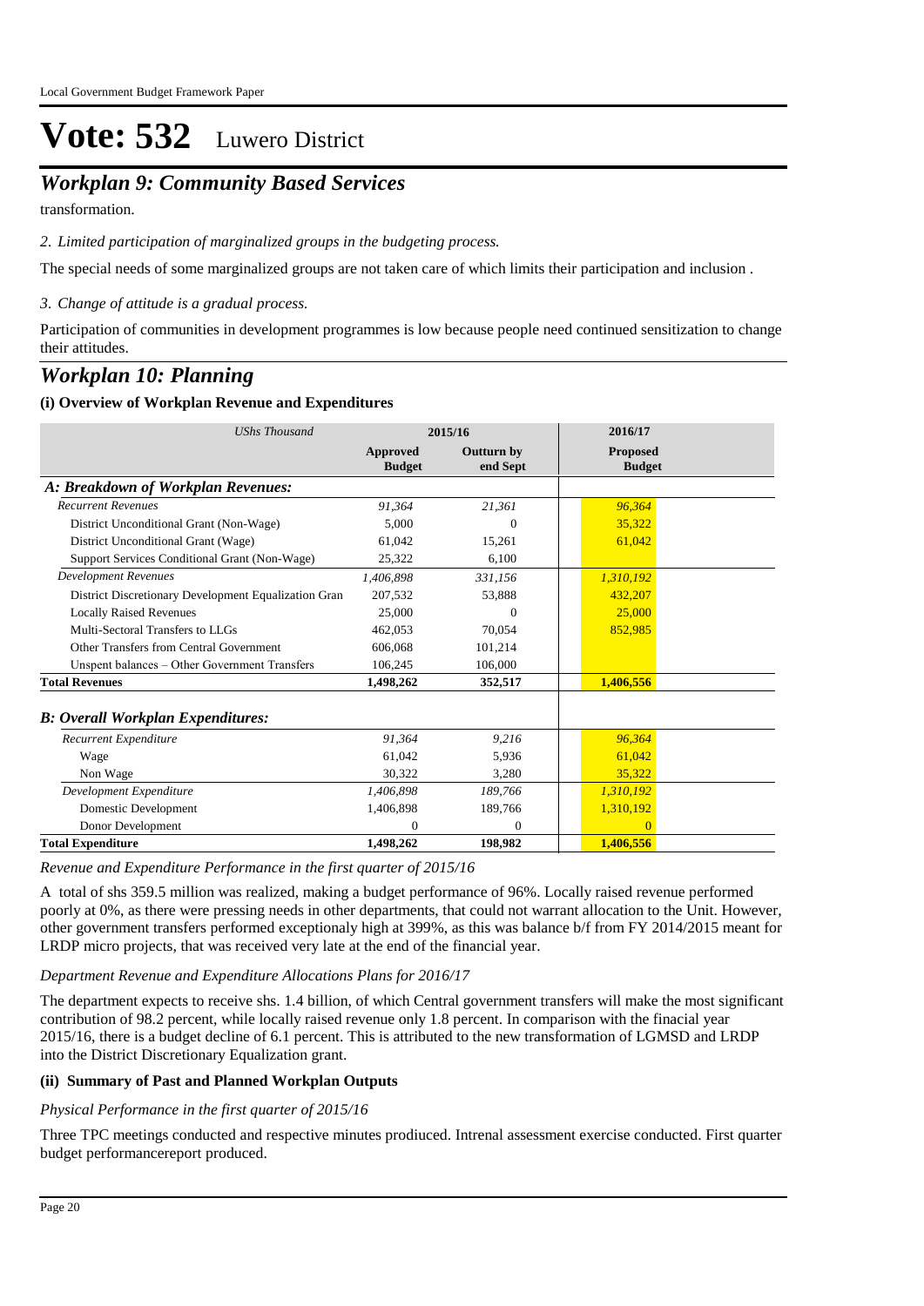Local Government Budget Framework Paper

# Vote: 532 Luwero District

## Workplan 9: Community Based Services

transformation.

*2. Limited participation of marginalized groups in the budgeting process.*

The special needs of some marginalized groups are not taken care of which limits their participation and inclusion .

*3. Change of attitude is a gradual process.*

Participation of communities in development programmes is low because people need continued sensitization to change their attitudes.

## Workplan 10: Planning

### (i) Overview of Workplan Revenue and Expenditures

| *UShs Thousand* | 2015/16 | | 2016/17 |
|---|---|---|---|
| | **Approved Budget** | **Outturn by end Sept** | **Proposed Budget** |
| ***A: Breakdown of Workplan Revenues:*** | | | |
| *Recurrent Revenues* | *91,364* | *21,361* | *96,364* |
| District Unconditional Grant (Non-Wage) | 5,000 | 0 | 35,322 |
| District Unconditional Grant (Wage) | 61,042 | 15,261 | 61,042 |
| Support Services Conditional Grant (Non-Wage) | 25,322 | 6,100 | |
| *Development Revenues* | *1,406,898* | *331,156* | *1,310,192* |
| District Discretionary Development Equalization Gran | 207,532 | 53,888 | 432,207 |
| Locally Raised Revenues | 25,000 | 0 | 25,000 |
| Multi-Sectoral Transfers to LLGs | 462,053 | 70,054 | 852,985 |
| Other Transfers from Central Government | 606,068 | 101,214 | |
| Unspent balances – Other Government Transfers | 106,245 | 106,000 | |
| **Total Revenues** | **1,498,262** | **352,517** | **1,406,556** |
| ***B: Overall Workplan Expenditures:*** | | | |
| *Recurrent Expenditure* | *91,364* | *9,216* | *96,364* |
| Wage | 61,042 | 5,936 | 61,042 |
| Non Wage | 30,322 | 3,280 | 35,322 |
| *Development Expenditure* | *1,406,898* | *189,766* | *1,310,192* |
| Domestic Development | 1,406,898 | 189,766 | 1,310,192 |
| Donor Development | 0 | 0 | 0 |
| **Total Expenditure** | **1,498,262** | **198,982** | **1,406,556** |

*Revenue and Expenditure Performance in the first quarter of 2015/16*

A total of shs 359.5 million was realized, making a budget performance of 96%. Locally raised revenue performed poorly at 0%, as there were pressing needs in other departments, that could not warrant allocation to the Unit. However, other government transfers performed exceptionaly high at 399%, as this was balance b/f from FY 2014/2015 meant for LRDP micro projects, that was received very late at the end of the financial year.

*Department Revenue and Expenditure Allocations Plans for 2016/17*

The department expects to receive shs. 1.4 billion, of which Central government transfers will make the most significant contribution of 98.2 percent, while locally raised revenue only 1.8 percent. In comparison with the finacial year 2015/16, there is a budget decline of 6.1 percent. This is attributed to the new transformation of LGMSD and LRDP into the District Discretionary Equalization grant.

### (ii) Summary of Past and Planned Workplan Outputs

*Physical Performance in the first quarter of 2015/16*

Three TPC meetings conducted and respective minutes prodiuced. Intrenal assessment exercise conducted. First quarter budget performancereport produced.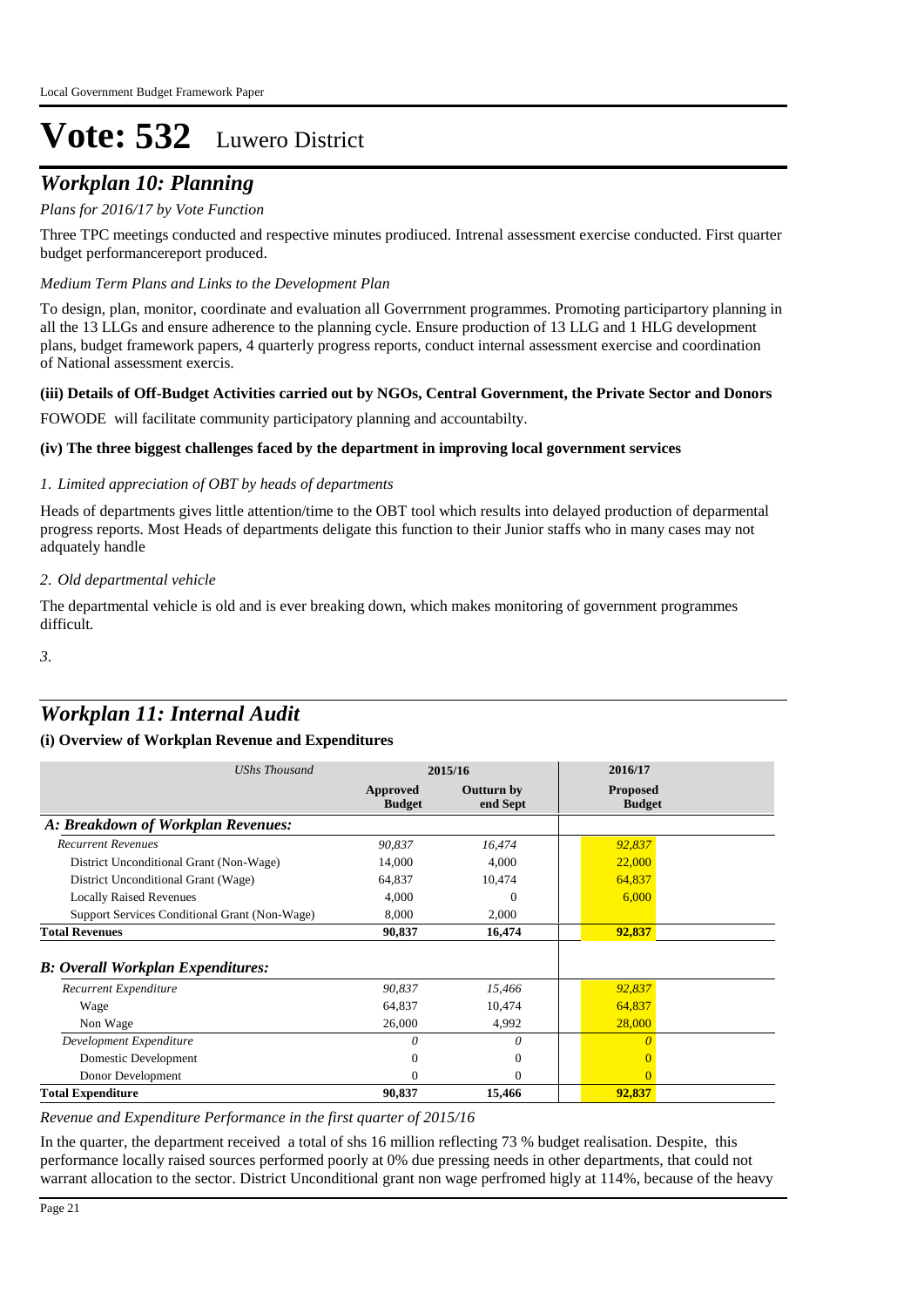# Vote: 532 Luwero District

## *Workplan 10: Planning*

*Plans for 2016/17 by Vote Function*

Three TPC meetings conducted and respective minutes prodiuced. Intrenal assessment exercise conducted. First quarter budget performancereport produced.

*Medium Term Plans and Links to the Development Plan*

To design, plan, monitor, coordinate and evaluation all Goverrnment programmes. Promoting participartory planning in all the 13 LLGs and ensure adherence to the planning cycle. Ensure production of 13 LLG and 1 HLG development plans, budget framework papers, 4 quarterly progress reports, conduct internal assessment exercise and coordination of National assessment exercis.

**(iii) Details of Off-Budget Activities carried out by NGOs, Central Government, the Private Sector and Donors**

FOWODE will facilitate community participatory planning and accountabilty.

**(iv) The three biggest challenges faced by the department in improving local government services**

*1. Limited appreciation of OBT by heads of departments*

Heads of departments gives little attention/time to the OBT tool which results into delayed production of deparmental progress reports. Most Heads of departments deligate this function to their Junior staffs who in many cases may not adquately handle

*2. Old departmental vehicle*

The departmental vehicle is old and is ever breaking down, which makes monitoring of government programmes difficult.

*3.*

## *Workplan 11: Internal Audit*

**(i) Overview of Workplan Revenue and Expenditures**

| *UShs Thousand* | 2015/16 | | 2016/17 |
|---|---|---|---|
| | **Approved Budget** | **Outturn by end Sept** | **Proposed Budget** |
| ***A: Breakdown of Workplan Revenues:*** | | | |
| *Recurrent Revenues* | *90,837* | *16,474* | *92,837* |
| District Unconditional Grant (Non-Wage) | 14,000 | 4,000 | 22,000 |
| District Unconditional Grant (Wage) | 64,837 | 10,474 | 64,837 |
| Locally Raised Revenues | 4,000 | 0 | 6,000 |
| Support Services Conditional Grant (Non-Wage) | 8,000 | 2,000 | |
| **Total Revenues** | **90,837** | **16,474** | **92,837** |
| ***B: Overall Workplan Expenditures:*** | | | |
| *Recurrent Expenditure* | *90,837* | *15,466* | *92,837* |
| Wage | 64,837 | 10,474 | 64,837 |
| Non Wage | 26,000 | 4,992 | 28,000 |
| *Development Expenditure* | *0* | *0* | *0* |
| Domestic Development | 0 | 0 | 0 |
| Donor Development | 0 | 0 | 0 |
| **Total Expenditure** | **90,837** | **15,466** | **92,837** |

*Revenue and Expenditure Performance in the first quarter of 2015/16*

In the quarter, the department received a total of shs 16 million reflecting 73 % budget realisation. Despite, this performance locally raised sources performed poorly at 0% due pressing needs in other departments, that could not warrant allocation to the sector. District Unconditional grant non wage perfromed higly at 114%, because of the heavy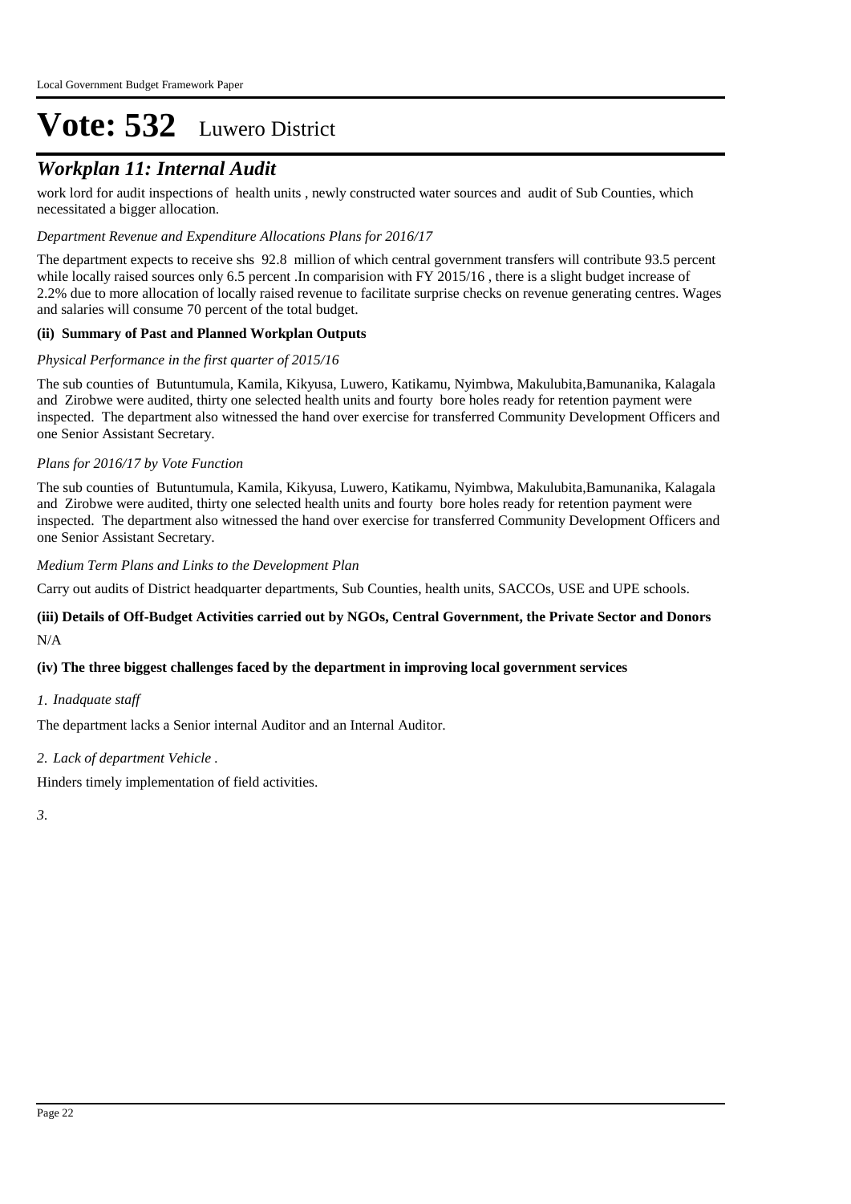# Vote: 532 Luwero District

## *Workplan 11: Internal Audit*

work lord for audit inspections of health units , newly constructed water sources and audit of Sub Counties, which necessitated a bigger allocation.

*Department Revenue and Expenditure Allocations Plans for 2016/17*

The department expects to receive shs 92.8 million of which central government transfers will contribute 93.5 percent while locally raised sources only 6.5 percent .In comparision with FY 2015/16 , there is a slight budget increase of 2.2% due to more allocation of locally raised revenue to facilitate surprise checks on revenue generating centres. Wages and salaries will consume 70 percent of the total budget.

**(ii) Summary of Past and Planned Workplan Outputs**

*Physical Performance in the first quarter of 2015/16*

The sub counties of Butuntumula, Kamila, Kikyusa, Luwero, Katikamu, Nyimbwa, Makulubita,Bamunanika, Kalagala and Zirobwe were audited, thirty one selected health units and fourty bore holes ready for retention payment were inspected. The department also witnessed the hand over exercise for transferred Community Development Officers and one Senior Assistant Secretary.

*Plans for 2016/17 by Vote Function*

The sub counties of Butuntumula, Kamila, Kikyusa, Luwero, Katikamu, Nyimbwa, Makulubita,Bamunanika, Kalagala and Zirobwe were audited, thirty one selected health units and fourty bore holes ready for retention payment were inspected. The department also witnessed the hand over exercise for transferred Community Development Officers and one Senior Assistant Secretary.

*Medium Term Plans and Links to the Development Plan*

Carry out audits of District headquarter departments, Sub Counties, health units, SACCOs, USE and UPE schools.

**(iii) Details of Off-Budget Activities carried out by NGOs, Central Government, the Private Sector and Donors**

N/A

**(iv) The three biggest challenges faced by the department in improving local government services**

*1. Inadquate staff*

The department lacks a Senior internal Auditor and an Internal Auditor.

*2. Lack of department Vehicle .*

Hinders timely implementation of field activities.

*3.*